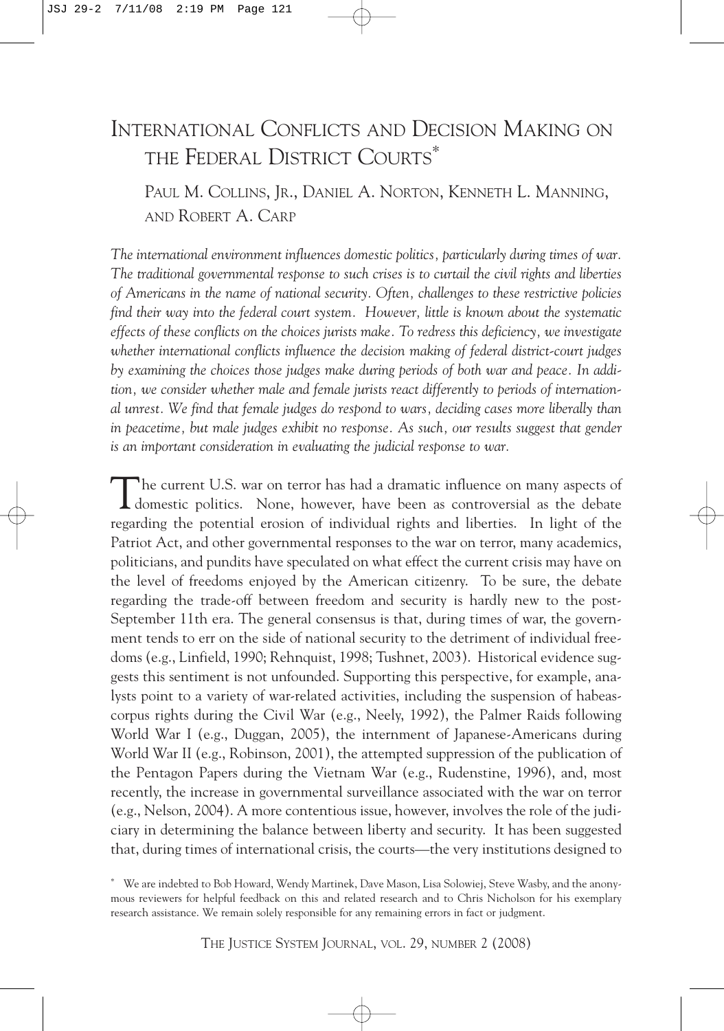# INTERNATIONAL CONFLICTS AND DECISION MAKING ON THE FEDERAL DISTRICT COURTS*

PAUL M. COLLINS, JR., DANIEL A. NORTON, KENNETH L. MANNING, AND ROBERT A. CARP

*The international environment influences domestic politics, particularly during times of war. The traditional governmental response to such crises is to curtail the civil rights and liberties of Americans in the name of national security. Often, challenges to these restrictive policies find their way into the federal court system. However, little is known about the systematic effects of these conflicts on the choices jurists make. To redress this deficiency, we investigate whether international conflicts influence the decision making of federal district-court judges by examining the choices those judges make during periods of both war and peace. In addition, we consider whether male and female jurists react differently to periods of international unrest. We find that female judges do respond to wars, deciding cases more liberally than in peacetime, but male judges exhibit no response. As such, our results suggest that gender is an important consideration in evaluating the judicial response to war.*

The current U.S. war on terror has had a dramatic influence on many aspects of domestic politics. None, however, have been as controversial as the debate regarding the potential erosion of individual rights and liberties. In light of the Patriot Act, and other governmental responses to the war on terror, many academics, politicians, and pundits have speculated on what effect the current crisis may have on the level of freedoms enjoyed by the American citizenry. To be sure, the debate regarding the trade-off between freedom and security is hardly new to the post-September 11th era. The general consensus is that, during times of war, the government tends to err on the side of national security to the detriment of individual freedoms (e.g., Linfield, 1990; Rehnquist, 1998; Tushnet, 2003). Historical evidence suggests this sentiment is not unfounded. Supporting this perspective, for example, analysts point to a variety of war-related activities, including the suspension of habeas-corpus rights during the Civil War (e.g., Neely, 1992), the Palmer Raids following World War I (e.g., Duggan, 2005), the internment of Japanese-Americans during World War II (e.g., Robinson, 2001), the attempted suppression of the publication of the Pentagon Papers during the Vietnam War (e.g., Rudenstine, 1996), and, most recently, the increase in governmental surveillance associated with the war on terror (e.g., Nelson, 2004). A more contentious issue, however, involves the role of the judiciary in determining the balance between liberty and security. It has been suggested that, during times of international crisis, the courts—the very institutions designed to

\* We are indebted to Bob Howard, Wendy Martinek, Dave Mason, Lisa Solowiej, Steve Wasby, and the anonymous reviewers for helpful feedback on this and related research and to Chris Nicholson for his exemplary research assistance. We remain solely responsible for any remaining errors in fact or judgment.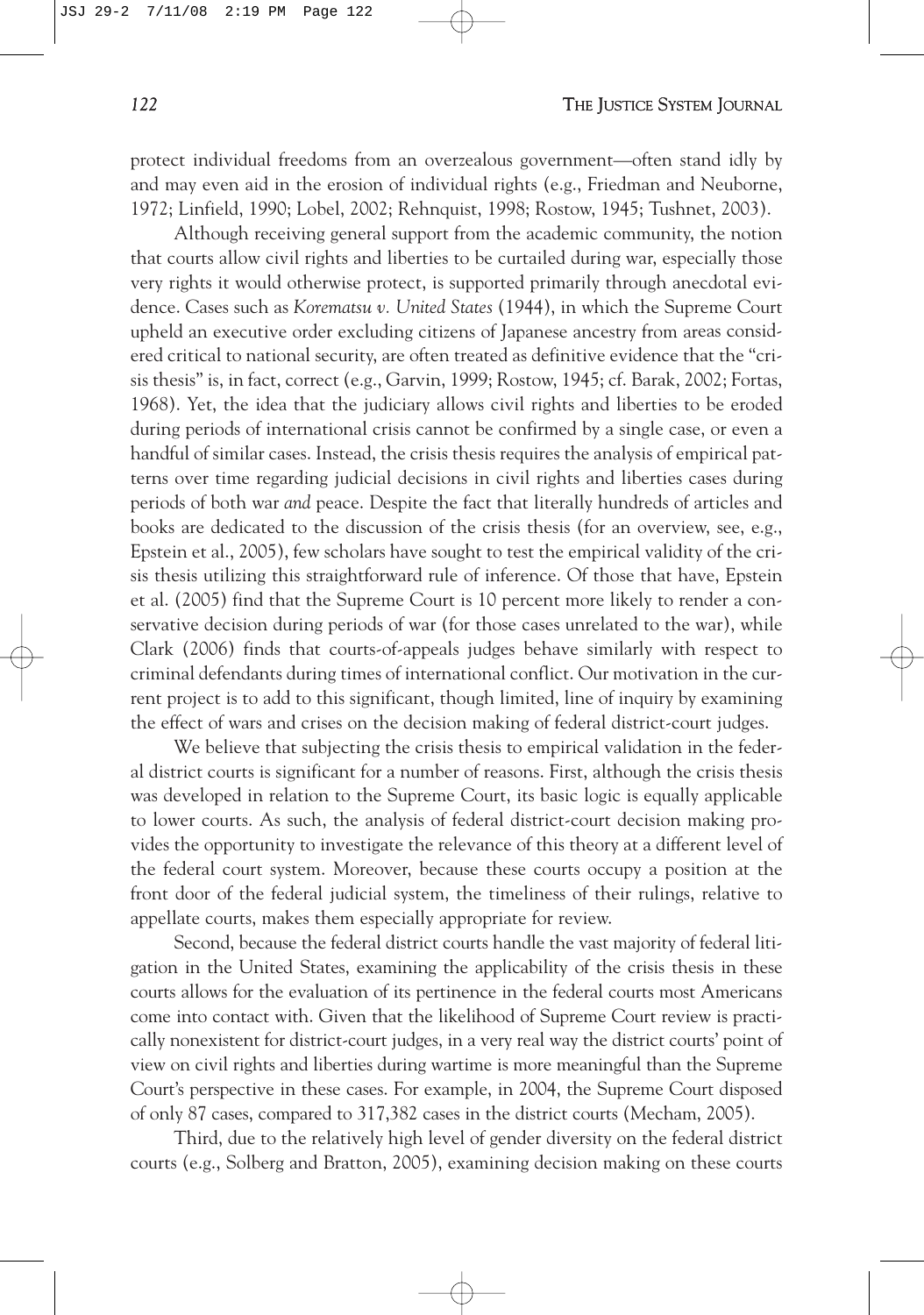protect individual freedoms from an overzealous government—often stand idly by and may even aid in the erosion of individual rights (e.g., Friedman and Neuborne, 1972; Linfield, 1990; Lobel, 2002; Rehnquist, 1998; Rostow, 1945; Tushnet, 2003).

Although receiving general support from the academic community, the notion that courts allow civil rights and liberties to be curtailed during war, especially those very rights it would otherwise protect, is supported primarily through anecdotal evidence. Cases such as *Korematsu v. United States* (1944), in which the Supreme Court upheld an executive order excluding citizens of Japanese ancestry from areas considered critical to national security, are often treated as definitive evidence that the "crisis thesis" is, in fact, correct (e.g., Garvin, 1999; Rostow, 1945; cf. Barak, 2002; Fortas, 1968). Yet, the idea that the judiciary allows civil rights and liberties to be eroded during periods of international crisis cannot be confirmed by a single case, or even a handful of similar cases. Instead, the crisis thesis requires the analysis of empirical patterns over time regarding judicial decisions in civil rights and liberties cases during periods of both war *and* peace. Despite the fact that literally hundreds of articles and books are dedicated to the discussion of the crisis thesis (for an overview, see, e.g., Epstein et al., 2005), few scholars have sought to test the empirical validity of the crisis thesis utilizing this straightforward rule of inference. Of those that have, Epstein et al. (2005) find that the Supreme Court is 10 percent more likely to render a conservative decision during periods of war (for those cases unrelated to the war), while Clark (2006) finds that courts-of-appeals judges behave similarly with respect to criminal defendants during times of international conflict. Our motivation in the current project is to add to this significant, though limited, line of inquiry by examining the effect of wars and crises on the decision making of federal district-court judges.

We believe that subjecting the crisis thesis to empirical validation in the federal district courts is significant for a number of reasons. First, although the crisis thesis was developed in relation to the Supreme Court, its basic logic is equally applicable to lower courts. As such, the analysis of federal district-court decision making provides the opportunity to investigate the relevance of this theory at a different level of the federal court system. Moreover, because these courts occupy a position at the front door of the federal judicial system, the timeliness of their rulings, relative to appellate courts, makes them especially appropriate for review.

Second, because the federal district courts handle the vast majority of federal litigation in the United States, examining the applicability of the crisis thesis in these courts allows for the evaluation of its pertinence in the federal courts most Americans come into contact with. Given that the likelihood of Supreme Court review is practically nonexistent for district-court judges, in a very real way the district courts' point of view on civil rights and liberties during wartime is more meaningful than the Supreme Court's perspective in these cases. For example, in 2004, the Supreme Court disposed of only 87 cases, compared to 317,382 cases in the district courts (Mecham, 2005).

Third, due to the relatively high level of gender diversity on the federal district courts (e.g., Solberg and Bratton, 2005), examining decision making on these courts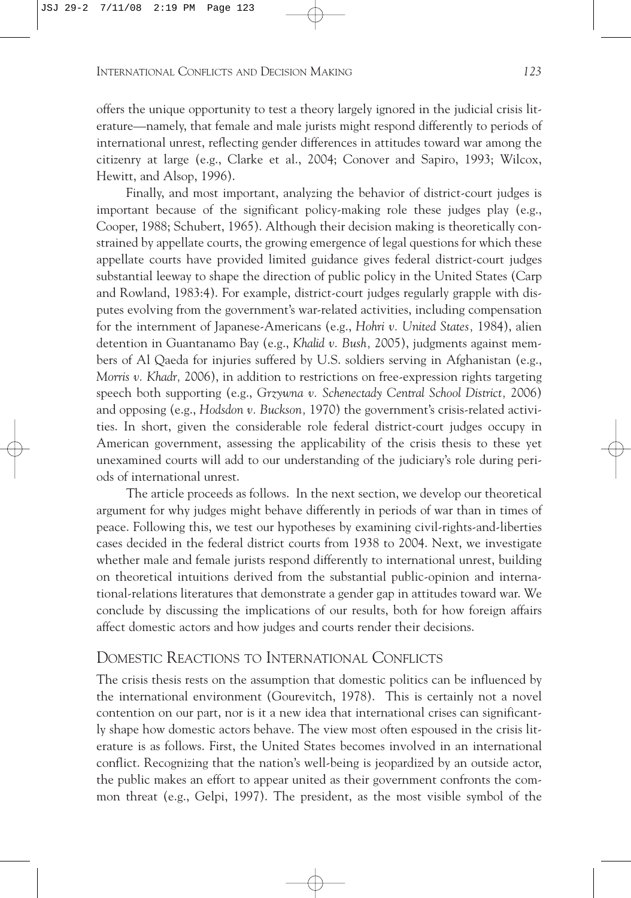offers the unique opportunity to test a theory largely ignored in the judicial crisis literature—namely, that female and male jurists might respond differently to periods of international unrest, reflecting gender differences in attitudes toward war among the citizenry at large (e.g., Clarke et al., 2004; Conover and Sapiro, 1993; Wilcox, Hewitt, and Alsop, 1996).

Finally, and most important, analyzing the behavior of district-court judges is important because of the significant policy-making role these judges play (e.g., Cooper, 1988; Schubert, 1965). Although their decision making is theoretically constrained by appellate courts, the growing emergence of legal questions for which these appellate courts have provided limited guidance gives federal district-court judges substantial leeway to shape the direction of public policy in the United States (Carp and Rowland, 1983:4). For example, district-court judges regularly grapple with disputes evolving from the government's war-related activities, including compensation for the internment of Japanese-Americans (e.g., *Hohri v. United States,* 1984), alien detention in Guantanamo Bay (e.g., *Khalid v. Bush,* 2005), judgments against members of Al Qaeda for injuries suffered by U.S. soldiers serving in Afghanistan (e.g., *Morris v. Khadr,* 2006), in addition to restrictions on free-expression rights targeting speech both supporting (e.g., *Grzywna v. Schenectady Central School District,* 2006) and opposing (e.g., *Hodsdon v. Buckson,* 1970) the government's crisis-related activities. In short, given the considerable role federal district-court judges occupy in American government, assessing the applicability of the crisis thesis to these yet unexamined courts will add to our understanding of the judiciary's role during periods of international unrest.

The article proceeds as follows. In the next section, we develop our theoretical argument for why judges might behave differently in periods of war than in times of peace. Following this, we test our hypotheses by examining civil-rights-and-liberties cases decided in the federal district courts from 1938 to 2004. Next, we investigate whether male and female jurists respond differently to international unrest, building on theoretical intuitions derived from the substantial public-opinion and international-relations literatures that demonstrate a gender gap in attitudes toward war. We conclude by discussing the implications of our results, both for how foreign affairs affect domestic actors and how judges and courts render their decisions.

## Domestic Reactions to International Conflicts

The crisis thesis rests on the assumption that domestic politics can be influenced by the international environment (Gourevitch, 1978). This is certainly not a novel contention on our part, nor is it a new idea that international crises can significantly shape how domestic actors behave. The view most often espoused in the crisis literature is as follows. First, the United States becomes involved in an international conflict. Recognizing that the nation's well-being is jeopardized by an outside actor, the public makes an effort to appear united as their government confronts the common threat (e.g., Gelpi, 1997). The president, as the most visible symbol of the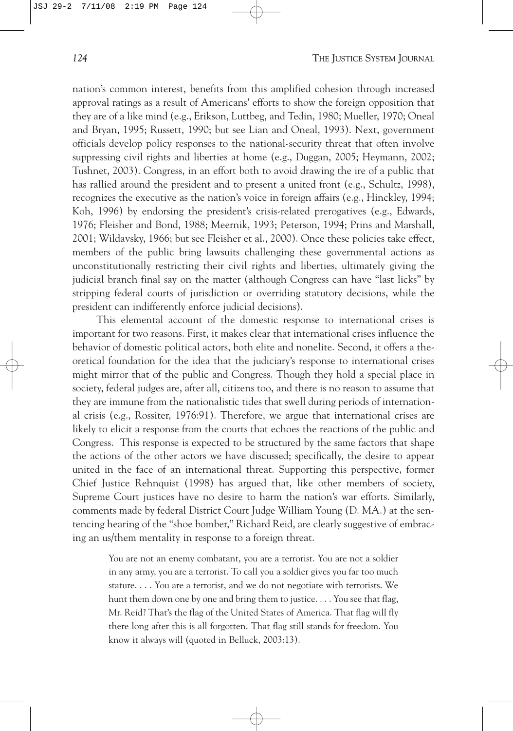nation's common interest, benefits from this amplified cohesion through increased approval ratings as a result of Americans' efforts to show the foreign opposition that they are of a like mind (e.g., Erikson, Luttbeg, and Tedin, 1980; Mueller, 1970; Oneal and Bryan, 1995; Russett, 1990; but see Lian and Oneal, 1993). Next, government officials develop policy responses to the national-security threat that often involve suppressing civil rights and liberties at home (e.g., Duggan, 2005; Heymann, 2002; Tushnet, 2003). Congress, in an effort both to avoid drawing the ire of a public that has rallied around the president and to present a united front (e.g., Schultz, 1998), recognizes the executive as the nation's voice in foreign affairs (e.g., Hinckley, 1994; Koh, 1996) by endorsing the president's crisis-related prerogatives (e.g., Edwards, 1976; Fleisher and Bond, 1988; Meernik, 1993; Peterson, 1994; Prins and Marshall, 2001; Wildavsky, 1966; but see Fleisher et al., 2000). Once these policies take effect, members of the public bring lawsuits challenging these governmental actions as unconstitutionally restricting their civil rights and liberties, ultimately giving the judicial branch final say on the matter (although Congress can have "last licks" by stripping federal courts of jurisdiction or overriding statutory decisions, while the president can indifferently enforce judicial decisions).

This elemental account of the domestic response to international crises is important for two reasons. First, it makes clear that international crises influence the behavior of domestic political actors, both elite and nonelite. Second, it offers a theoretical foundation for the idea that the judiciary's response to international crises might mirror that of the public and Congress. Though they hold a special place in society, federal judges are, after all, citizens too, and there is no reason to assume that they are immune from the nationalistic tides that swell during periods of international crisis (e.g., Rossiter, 1976:91). Therefore, we argue that international crises are likely to elicit a response from the courts that echoes the reactions of the public and Congress. This response is expected to be structured by the same factors that shape the actions of the other actors we have discussed; specifically, the desire to appear united in the face of an international threat. Supporting this perspective, former Chief Justice Rehnquist (1998) has argued that, like other members of society, Supreme Court justices have no desire to harm the nation's war efforts. Similarly, comments made by federal District Court Judge William Young (D. MA.) at the sentencing hearing of the "shoe bomber," Richard Reid, are clearly suggestive of embracing an us/them mentality in response to a foreign threat.

> You are not an enemy combatant, you are a terrorist. You are not a soldier in any army, you are a terrorist. To call you a soldier gives you far too much stature. . . . You are a terrorist, and we do not negotiate with terrorists. We hunt them down one by one and bring them to justice. . . . You see that flag, Mr. Reid? That's the flag of the United States of America. That flag will fly there long after this is all forgotten. That flag still stands for freedom. You know it always will (quoted in Belluck, 2003:13).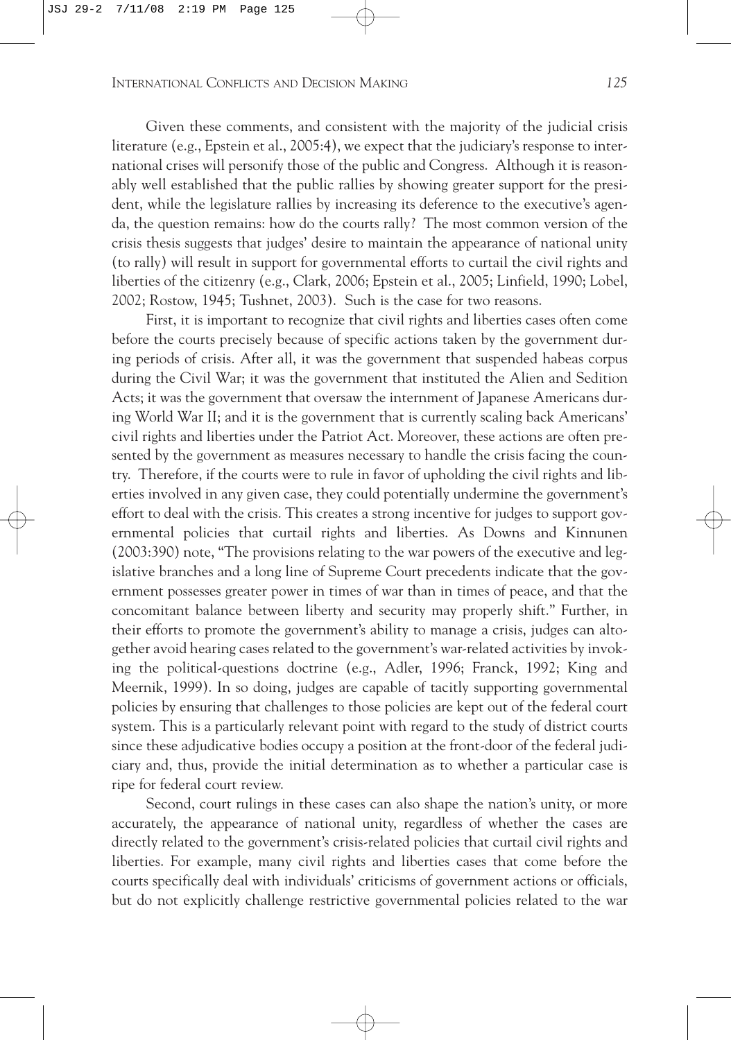Given these comments, and consistent with the majority of the judicial crisis literature (e.g., Epstein et al., 2005:4), we expect that the judiciary's response to international crises will personify those of the public and Congress. Although it is reasonably well established that the public rallies by showing greater support for the president, while the legislature rallies by increasing its deference to the executive's agenda, the question remains: how do the courts rally? The most common version of the crisis thesis suggests that judges' desire to maintain the appearance of national unity (to rally) will result in support for governmental efforts to curtail the civil rights and liberties of the citizenry (e.g., Clark, 2006; Epstein et al., 2005; Linfield, 1990; Lobel, 2002; Rostow, 1945; Tushnet, 2003). Such is the case for two reasons.

First, it is important to recognize that civil rights and liberties cases often come before the courts precisely because of specific actions taken by the government during periods of crisis. After all, it was the government that suspended habeas corpus during the Civil War; it was the government that instituted the Alien and Sedition Acts; it was the government that oversaw the internment of Japanese Americans during World War II; and it is the government that is currently scaling back Americans' civil rights and liberties under the Patriot Act. Moreover, these actions are often presented by the government as measures necessary to handle the crisis facing the country. Therefore, if the courts were to rule in favor of upholding the civil rights and liberties involved in any given case, they could potentially undermine the government's effort to deal with the crisis. This creates a strong incentive for judges to support governmental policies that curtail rights and liberties. As Downs and Kinnunen (2003:390) note, "The provisions relating to the war powers of the executive and legislative branches and a long line of Supreme Court precedents indicate that the government possesses greater power in times of war than in times of peace, and that the concomitant balance between liberty and security may properly shift." Further, in their efforts to promote the government's ability to manage a crisis, judges can altogether avoid hearing cases related to the government's war-related activities by invoking the political-questions doctrine (e.g., Adler, 1996; Franck, 1992; King and Meernik, 1999). In so doing, judges are capable of tacitly supporting governmental policies by ensuring that challenges to those policies are kept out of the federal court system. This is a particularly relevant point with regard to the study of district courts since these adjudicative bodies occupy a position at the front-door of the federal judiciary and, thus, provide the initial determination as to whether a particular case is ripe for federal court review.

Second, court rulings in these cases can also shape the nation's unity, or more accurately, the appearance of national unity, regardless of whether the cases are directly related to the government's crisis-related policies that curtail civil rights and liberties. For example, many civil rights and liberties cases that come before the courts specifically deal with individuals' criticisms of government actions or officials, but do not explicitly challenge restrictive governmental policies related to the war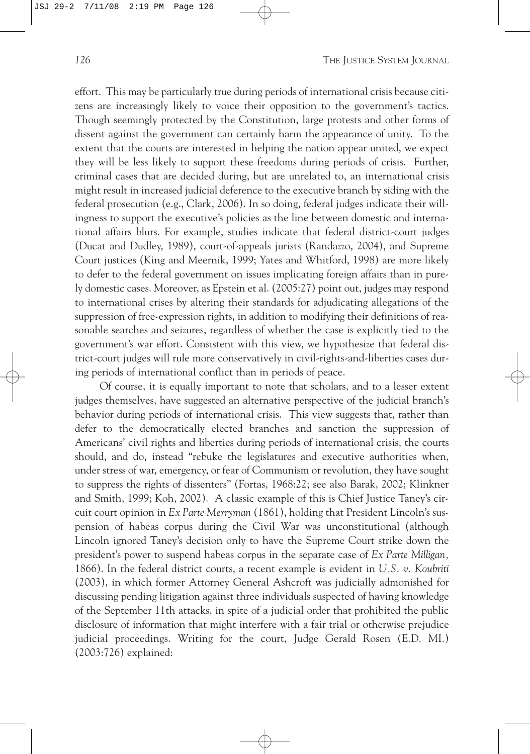effort. This may be particularly true during periods of international crisis because citizens are increasingly likely to voice their opposition to the government's tactics. Though seemingly protected by the Constitution, large protests and other forms of dissent against the government can certainly harm the appearance of unity. To the extent that the courts are interested in helping the nation appear united, we expect they will be less likely to support these freedoms during periods of crisis. Further, criminal cases that are decided during, but are unrelated to, an international crisis might result in increased judicial deference to the executive branch by siding with the federal prosecution (e.g., Clark, 2006). In so doing, federal judges indicate their willingness to support the executive's policies as the line between domestic and international affairs blurs. For example, studies indicate that federal district-court judges (Ducat and Dudley, 1989), court-of-appeals jurists (Randazzo, 2004), and Supreme Court justices (King and Meernik, 1999; Yates and Whitford, 1998) are more likely to defer to the federal government on issues implicating foreign affairs than in purely domestic cases. Moreover, as Epstein et al. (2005:27) point out, judges may respond to international crises by altering their standards for adjudicating allegations of the suppression of free-expression rights, in addition to modifying their definitions of reasonable searches and seizures, regardless of whether the case is explicitly tied to the government's war effort. Consistent with this view, we hypothesize that federal district-court judges will rule more conservatively in civil-rights-and-liberties cases during periods of international conflict than in periods of peace.

Of course, it is equally important to note that scholars, and to a lesser extent judges themselves, have suggested an alternative perspective of the judicial branch's behavior during periods of international crisis. This view suggests that, rather than defer to the democratically elected branches and sanction the suppression of Americans' civil rights and liberties during periods of international crisis, the courts should, and do, instead "rebuke the legislatures and executive authorities when, under stress of war, emergency, or fear of Communism or revolution, they have sought to suppress the rights of dissenters" (Fortas, 1968:22; see also Barak, 2002; Klinkner and Smith, 1999; Koh, 2002). A classic example of this is Chief Justice Taney's circuit court opinion in *Ex Parte Merryman* (1861), holding that President Lincoln's suspension of habeas corpus during the Civil War was unconstitutional (although Lincoln ignored Taney's decision only to have the Supreme Court strike down the president's power to suspend habeas corpus in the separate case of *Ex Parte Milligan,* 1866). In the federal district courts, a recent example is evident in *U.S. v. Koubriti* (2003), in which former Attorney General Ashcroft was judicially admonished for discussing pending litigation against three individuals suspected of having knowledge of the September 11th attacks, in spite of a judicial order that prohibited the public disclosure of information that might interfere with a fair trial or otherwise prejudice judicial proceedings. Writing for the court, Judge Gerald Rosen (E.D. MI.) (2003:726) explained: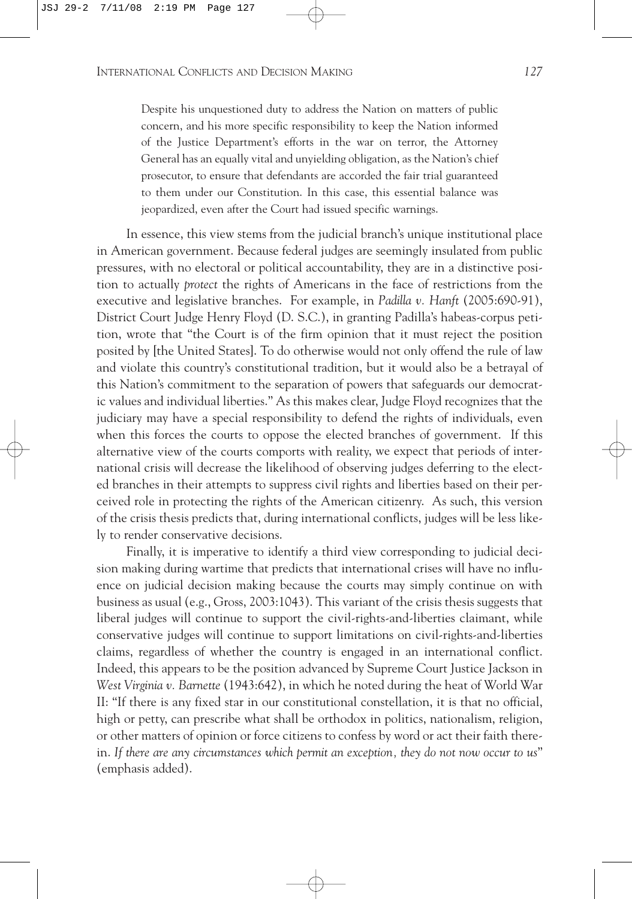> Despite his unquestioned duty to address the Nation on matters of public concern, and his more specific responsibility to keep the Nation informed of the Justice Department's efforts in the war on terror, the Attorney General has an equally vital and unyielding obligation, as the Nation's chief prosecutor, to ensure that defendants are accorded the fair trial guaranteed to them under our Constitution. In this case, this essential balance was jeopardized, even after the Court had issued specific warnings.

In essence, this view stems from the judicial branch's unique institutional place in American government. Because federal judges are seemingly insulated from public pressures, with no electoral or political accountability, they are in a distinctive position to actually *protect* the rights of Americans in the face of restrictions from the executive and legislative branches. For example, in *Padilla v. Hanft* (2005:690-91), District Court Judge Henry Floyd (D. S.C.), in granting Padilla's habeas-corpus petition, wrote that "the Court is of the firm opinion that it must reject the position posited by [the United States]. To do otherwise would not only offend the rule of law and violate this country's constitutional tradition, but it would also be a betrayal of this Nation's commitment to the separation of powers that safeguards our democratic values and individual liberties." As this makes clear, Judge Floyd recognizes that the judiciary may have a special responsibility to defend the rights of individuals, even when this forces the courts to oppose the elected branches of government. If this alternative view of the courts comports with reality, we expect that periods of international crisis will decrease the likelihood of observing judges deferring to the elected branches in their attempts to suppress civil rights and liberties based on their perceived role in protecting the rights of the American citizenry. As such, this version of the crisis thesis predicts that, during international conflicts, judges will be less likely to render conservative decisions.

Finally, it is imperative to identify a third view corresponding to judicial decision making during wartime that predicts that international crises will have no influence on judicial decision making because the courts may simply continue on with business as usual (e.g., Gross, 2003:1043). This variant of the crisis thesis suggests that liberal judges will continue to support the civil-rights-and-liberties claimant, while conservative judges will continue to support limitations on civil-rights-and-liberties claims, regardless of whether the country is engaged in an international conflict. Indeed, this appears to be the position advanced by Supreme Court Justice Jackson in *West Virginia v. Barnette* (1943:642), in which he noted during the heat of World War II: "If there is any fixed star in our constitutional constellation, it is that no official, high or petty, can prescribe what shall be orthodox in politics, nationalism, religion, or other matters of opinion or force citizens to confess by word or act their faith therein. *If there are any circumstances which permit an exception, they do not now occur to us*" (emphasis added).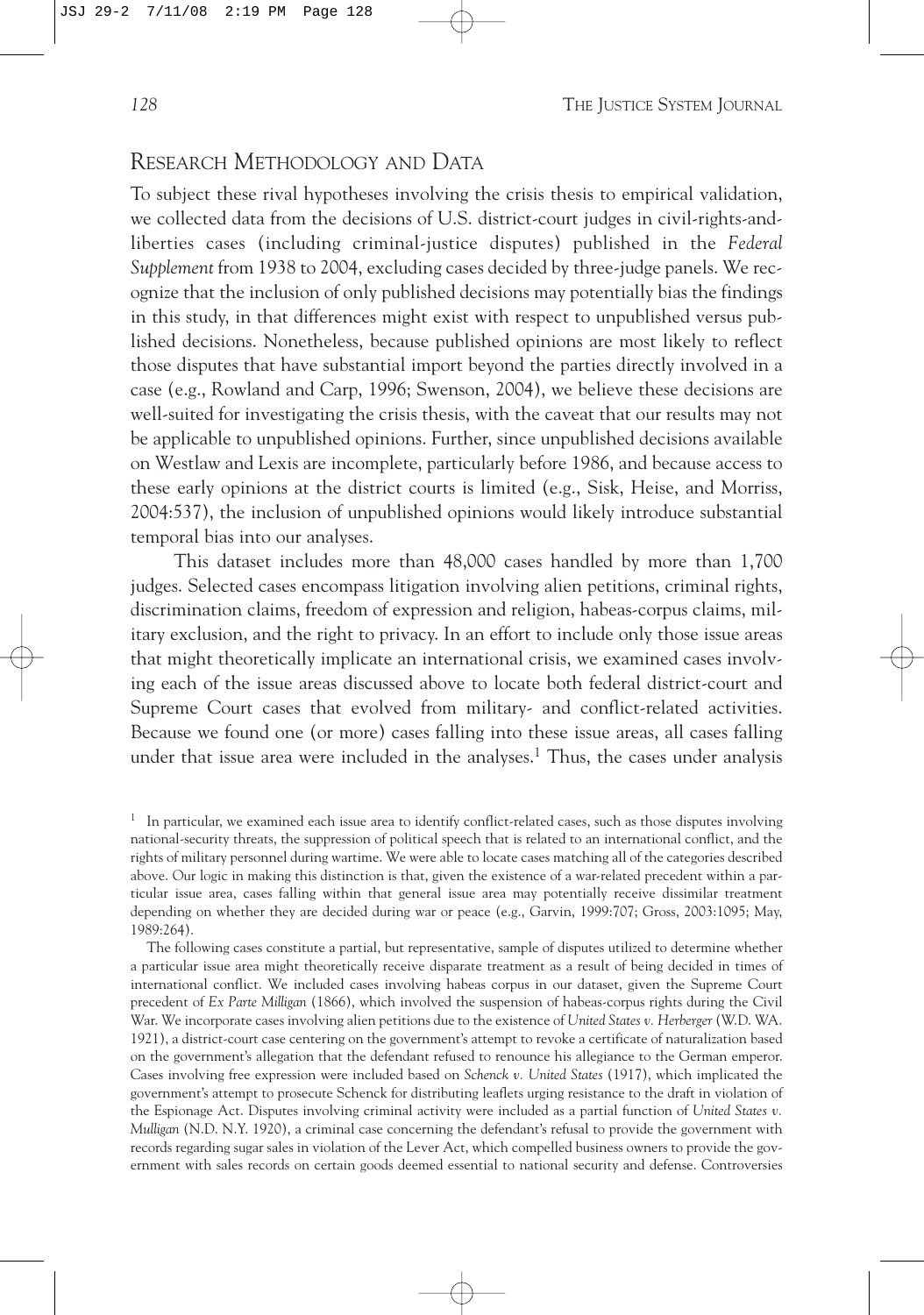## Research Methodology and Data

To subject these rival hypotheses involving the crisis thesis to empirical validation, we collected data from the decisions of U.S. district-court judges in civil-rights-and-liberties cases (including criminal-justice disputes) published in the *Federal Supplement* from 1938 to 2004, excluding cases decided by three-judge panels. We recognize that the inclusion of only published decisions may potentially bias the findings in this study, in that differences might exist with respect to unpublished versus published decisions. Nonetheless, because published opinions are most likely to reflect those disputes that have substantial import beyond the parties directly involved in a case (e.g., Rowland and Carp, 1996; Swenson, 2004), we believe these decisions are well-suited for investigating the crisis thesis, with the caveat that our results may not be applicable to unpublished opinions. Further, since unpublished decisions available on Westlaw and Lexis are incomplete, particularly before 1986, and because access to these early opinions at the district courts is limited (e.g., Sisk, Heise, and Morriss, 2004:537), the inclusion of unpublished opinions would likely introduce substantial temporal bias into our analyses.

This dataset includes more than 48,000 cases handled by more than 1,700 judges. Selected cases encompass litigation involving alien petitions, criminal rights, discrimination claims, freedom of expression and religion, habeas-corpus claims, military exclusion, and the right to privacy. In an effort to include only those issue areas that might theoretically implicate an international crisis, we examined cases involving each of the issue areas discussed above to locate both federal district-court and Supreme Court cases that evolved from military- and conflict-related activities. Because we found one (or more) cases falling into these issue areas, all cases falling under that issue area were included in the analyses.[1] Thus, the cases under analysis

[1] In particular, we examined each issue area to identify conflict-related cases, such as those disputes involving national-security threats, the suppression of political speech that is related to an international conflict, and the rights of military personnel during wartime. We were able to locate cases matching all of the categories described above. Our logic in making this distinction is that, given the existence of a war-related precedent within a particular issue area, cases falling within that general issue area may potentially receive dissimilar treatment depending on whether they are decided during war or peace (e.g., Garvin, 1999:707; Gross, 2003:1095; May, 1989:264).

The following cases constitute a partial, but representative, sample of disputes utilized to determine whether a particular issue area might theoretically receive disparate treatment as a result of being decided in times of international conflict. We included cases involving habeas corpus in our dataset, given the Supreme Court precedent of *Ex Parte Milligan* (1866), which involved the suspension of habeas-corpus rights during the Civil War. We incorporate cases involving alien petitions due to the existence of *United States v. Herberger* (W.D. WA. 1921), a district-court case centering on the government's attempt to revoke a certificate of naturalization based on the government's allegation that the defendant refused to renounce his allegiance to the German emperor. Cases involving free expression were included based on *Schenck v. United States* (1917), which implicated the government's attempt to prosecute Schenck for distributing leaflets urging resistance to the draft in violation of the Espionage Act. Disputes involving criminal activity were included as a partial function of *United States v. Mulligan* (N.D. N.Y. 1920), a criminal case concerning the defendant's refusal to provide the government with records regarding sugar sales in violation of the Lever Act, which compelled business owners to provide the government with sales records on certain goods deemed essential to national security and defense. Controversies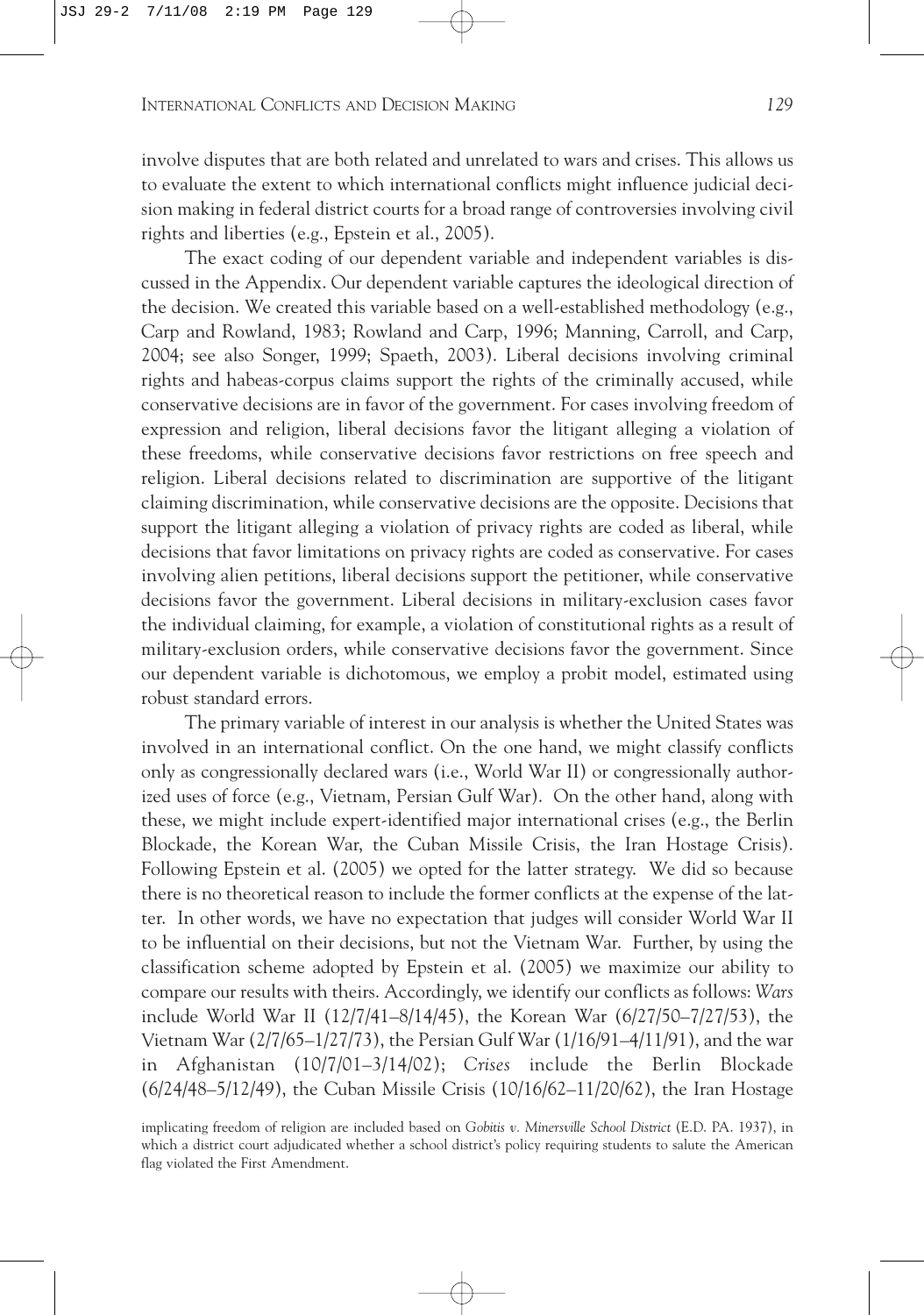involve disputes that are both related and unrelated to wars and crises. This allows us to evaluate the extent to which international conflicts might influence judicial decision making in federal district courts for a broad range of controversies involving civil rights and liberties (e.g., Epstein et al., 2005).

The exact coding of our dependent variable and independent variables is discussed in the Appendix. Our dependent variable captures the ideological direction of the decision. We created this variable based on a well-established methodology (e.g., Carp and Rowland, 1983; Rowland and Carp, 1996; Manning, Carroll, and Carp, 2004; see also Songer, 1999; Spaeth, 2003). Liberal decisions involving criminal rights and habeas-corpus claims support the rights of the criminally accused, while conservative decisions are in favor of the government. For cases involving freedom of expression and religion, liberal decisions favor the litigant alleging a violation of these freedoms, while conservative decisions favor restrictions on free speech and religion. Liberal decisions related to discrimination are supportive of the litigant claiming discrimination, while conservative decisions are the opposite. Decisions that support the litigant alleging a violation of privacy rights are coded as liberal, while decisions that favor limitations on privacy rights are coded as conservative. For cases involving alien petitions, liberal decisions support the petitioner, while conservative decisions favor the government. Liberal decisions in military-exclusion cases favor the individual claiming, for example, a violation of constitutional rights as a result of military-exclusion orders, while conservative decisions favor the government. Since our dependent variable is dichotomous, we employ a probit model, estimated using robust standard errors.

The primary variable of interest in our analysis is whether the United States was involved in an international conflict. On the one hand, we might classify conflicts only as congressionally declared wars (i.e., World War II) or congressionally authorized uses of force (e.g., Vietnam, Persian Gulf War). On the other hand, along with these, we might include expert-identified major international crises (e.g., the Berlin Blockade, the Korean War, the Cuban Missile Crisis, the Iran Hostage Crisis). Following Epstein et al. (2005) we opted for the latter strategy. We did so because there is no theoretical reason to include the former conflicts at the expense of the latter. In other words, we have no expectation that judges will consider World War II to be influential on their decisions, but not the Vietnam War. Further, by using the classification scheme adopted by Epstein et al. (2005) we maximize our ability to compare our results with theirs. Accordingly, we identify our conflicts as follows: *Wars* include World War II (12/7/41–8/14/45), the Korean War (6/27/50–7/27/53), the Vietnam War (2/7/65–1/27/73), the Persian Gulf War (1/16/91–4/11/91), and the war in Afghanistan (10/7/01–3/14/02); *Crises* include the Berlin Blockade (6/24/48–5/12/49), the Cuban Missile Crisis (10/16/62–11/20/62), the Iran Hostage

implicating freedom of religion are included based on *Gobitis v. Minersville School District* (E.D. PA. 1937), in which a district court adjudicated whether a school district's policy requiring students to salute the American flag violated the First Amendment.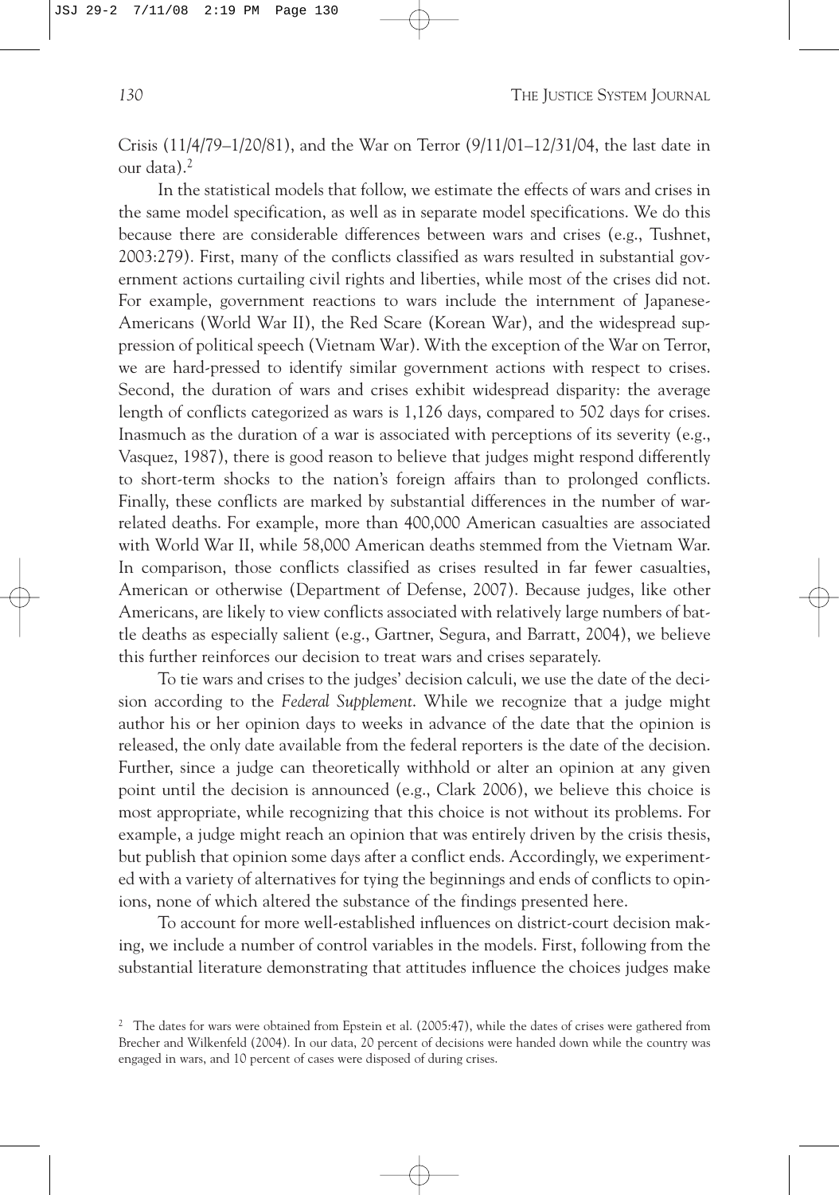Crisis (11/4/79–1/20/81), and the War on Terror (9/11/01–12/31/04, the last date in our data).[2]

In the statistical models that follow, we estimate the effects of wars and crises in the same model specification, as well as in separate model specifications. We do this because there are considerable differences between wars and crises (e.g., Tushnet, 2003:279). First, many of the conflicts classified as wars resulted in substantial government actions curtailing civil rights and liberties, while most of the crises did not. For example, government reactions to wars include the internment of Japanese-Americans (World War II), the Red Scare (Korean War), and the widespread suppression of political speech (Vietnam War). With the exception of the War on Terror, we are hard-pressed to identify similar government actions with respect to crises. Second, the duration of wars and crises exhibit widespread disparity: the average length of conflicts categorized as wars is 1,126 days, compared to 502 days for crises. Inasmuch as the duration of a war is associated with perceptions of its severity (e.g., Vasquez, 1987), there is good reason to believe that judges might respond differently to short-term shocks to the nation's foreign affairs than to prolonged conflicts. Finally, these conflicts are marked by substantial differences in the number of war-related deaths. For example, more than 400,000 American casualties are associated with World War II, while 58,000 American deaths stemmed from the Vietnam War. In comparison, those conflicts classified as crises resulted in far fewer casualties, American or otherwise (Department of Defense, 2007). Because judges, like other Americans, are likely to view conflicts associated with relatively large numbers of battle deaths as especially salient (e.g., Gartner, Segura, and Barratt, 2004), we believe this further reinforces our decision to treat wars and crises separately.

To tie wars and crises to the judges' decision calculi, we use the date of the decision according to the *Federal Supplement*. While we recognize that a judge might author his or her opinion days to weeks in advance of the date that the opinion is released, the only date available from the federal reporters is the date of the decision. Further, since a judge can theoretically withhold or alter an opinion at any given point until the decision is announced (e.g., Clark 2006), we believe this choice is most appropriate, while recognizing that this choice is not without its problems. For example, a judge might reach an opinion that was entirely driven by the crisis thesis, but publish that opinion some days after a conflict ends. Accordingly, we experimented with a variety of alternatives for tying the beginnings and ends of conflicts to opinions, none of which altered the substance of the findings presented here.

To account for more well-established influences on district-court decision making, we include a number of control variables in the models. First, following from the substantial literature demonstrating that attitudes influence the choices judges make

[2] The dates for wars were obtained from Epstein et al. (2005:47), while the dates of crises were gathered from Brecher and Wilkenfeld (2004). In our data, 20 percent of decisions were handed down while the country was engaged in wars, and 10 percent of cases were disposed of during crises.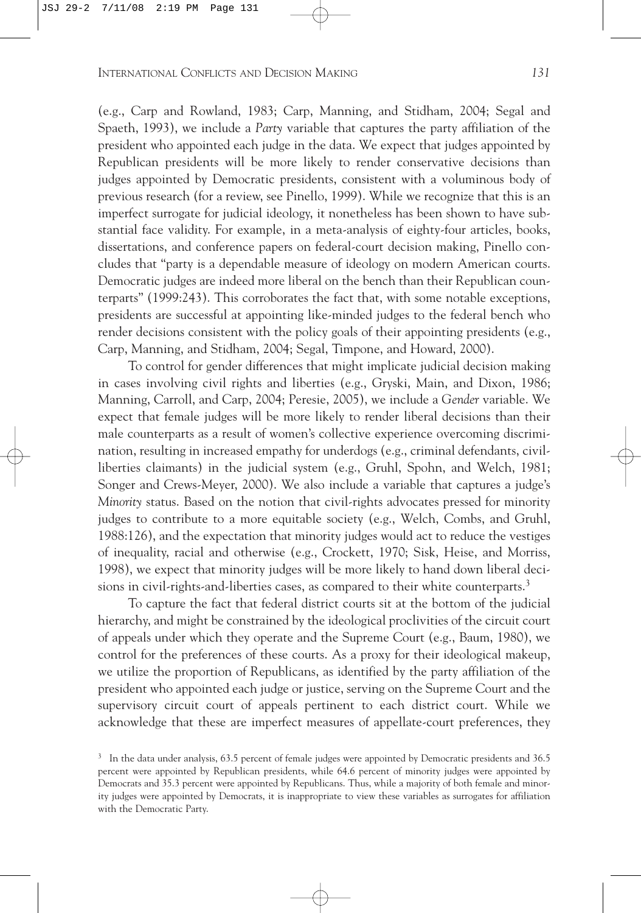(e.g., Carp and Rowland, 1983; Carp, Manning, and Stidham, 2004; Segal and Spaeth, 1993), we include a *Party* variable that captures the party affiliation of the president who appointed each judge in the data. We expect that judges appointed by Republican presidents will be more likely to render conservative decisions than judges appointed by Democratic presidents, consistent with a voluminous body of previous research (for a review, see Pinello, 1999). While we recognize that this is an imperfect surrogate for judicial ideology, it nonetheless has been shown to have substantial face validity. For example, in a meta-analysis of eighty-four articles, books, dissertations, and conference papers on federal-court decision making, Pinello concludes that "party is a dependable measure of ideology on modern American courts. Democratic judges are indeed more liberal on the bench than their Republican counterparts" (1999:243). This corroborates the fact that, with some notable exceptions, presidents are successful at appointing like-minded judges to the federal bench who render decisions consistent with the policy goals of their appointing presidents (e.g., Carp, Manning, and Stidham, 2004; Segal, Timpone, and Howard, 2000).

To control for gender differences that might implicate judicial decision making in cases involving civil rights and liberties (e.g., Gryski, Main, and Dixon, 1986; Manning, Carroll, and Carp, 2004; Peresie, 2005), we include a *Gender* variable. We expect that female judges will be more likely to render liberal decisions than their male counterparts as a result of women's collective experience overcoming discrimination, resulting in increased empathy for underdogs (e.g., criminal defendants, civil-liberties claimants) in the judicial system (e.g., Gruhl, Spohn, and Welch, 1981; Songer and Crews-Meyer, 2000). We also include a variable that captures a judge's *Minority* status. Based on the notion that civil-rights advocates pressed for minority judges to contribute to a more equitable society (e.g., Welch, Combs, and Gruhl, 1988:126), and the expectation that minority judges would act to reduce the vestiges of inequality, racial and otherwise (e.g., Crockett, 1970; Sisk, Heise, and Morriss, 1998), we expect that minority judges will be more likely to hand down liberal decisions in civil-rights-and-liberties cases, as compared to their white counterparts.[3]

To capture the fact that federal district courts sit at the bottom of the judicial hierarchy, and might be constrained by the ideological proclivities of the circuit court of appeals under which they operate and the Supreme Court (e.g., Baum, 1980), we control for the preferences of these courts. As a proxy for their ideological makeup, we utilize the proportion of Republicans, as identified by the party affiliation of the president who appointed each judge or justice, serving on the Supreme Court and the supervisory circuit court of appeals pertinent to each district court. While we acknowledge that these are imperfect measures of appellate-court preferences, they

[3] In the data under analysis, 63.5 percent of female judges were appointed by Democratic presidents and 36.5 percent were appointed by Republican presidents, while 64.6 percent of minority judges were appointed by Democrats and 35.3 percent were appointed by Republicans. Thus, while a majority of both female and minority judges were appointed by Democrats, it is inappropriate to view these variables as surrogates for affiliation with the Democratic Party.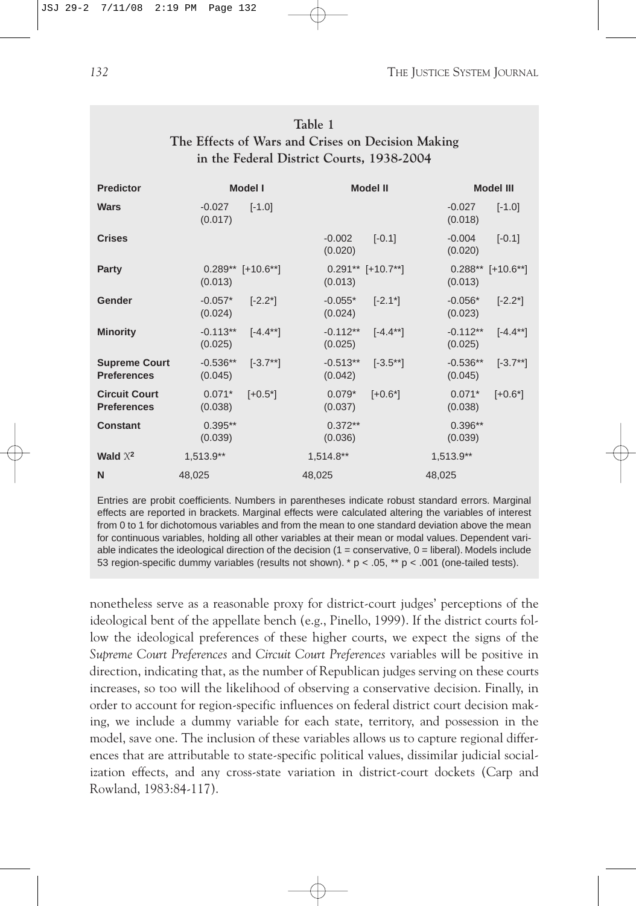**Table 1**
**The Effects of Wars and Crises on Decision Making in the Federal District Courts, 1938-2004**

| Predictor | Model I | | Model II | | Model III | |
|---|---|---|---|---|---|---|
| **Wars** | -0.027 (0.017) | [-1.0] | | | -0.027 (0.018) | [-1.0] |
| **Crises** | | | -0.002 (0.020) | [-0.1] | -0.004 (0.020) | [-0.1] |
| **Party** | 0.289** (0.013) | [+10.6**] | 0.291** (0.013) | [+10.7**] | 0.288** (0.013) | [+10.6**] |
| **Gender** | -0.057* (0.024) | [-2.2*] | -0.055* (0.024) | [-2.1*] | -0.056* (0.023) | [-2.2*] |
| **Minority** | -0.113** (0.025) | [-4.4**] | -0.112** (0.025) | [-4.4**] | -0.112** (0.025) | [-4.4**] |
| **Supreme Court Preferences** | -0.536** (0.045) | [-3.7**] | -0.513** (0.042) | [-3.5**] | -0.536** (0.045) | [-3.7**] |
| **Circuit Court Preferences** | 0.071* (0.038) | [+0.5*] | 0.079* (0.037) | [+0.6*] | 0.071* (0.038) | [+0.6*] |
| **Constant** | 0.395** (0.039) | | 0.372** (0.036) | | 0.396** (0.039) | |
| **Wald $\chi^2$** | 1,513.9** | | 1,514.8** | | 1,513.9** | |
| **N** | 48,025 | | 48,025 | | 48,025 | |

Entries are probit coefficients. Numbers in parentheses indicate robust standard errors. Marginal effects are reported in brackets. Marginal effects were calculated altering the variables of interest from 0 to 1 for dichotomous variables and from the mean to one standard deviation above the mean for continuous variables, holding all other variables at their mean or modal values. Dependent variable indicates the ideological direction of the decision (1 = conservative, 0 = liberal). Models include 53 region-specific dummy variables (results not shown). * $p < .05$, ** $p < .001$ (one-tailed tests).

nonetheless serve as a reasonable proxy for district-court judges' perceptions of the ideological bent of the appellate bench (e.g., Pinello, 1999). If the district courts follow the ideological preferences of these higher courts, we expect the signs of the *Supreme Court Preferences* and *Circuit Court Preferences* variables will be positive in direction, indicating that, as the number of Republican judges serving on these courts increases, so too will the likelihood of observing a conservative decision. Finally, in order to account for region-specific influences on federal district court decision making, we include a dummy variable for each state, territory, and possession in the model, save one. The inclusion of these variables allows us to capture regional differences that are attributable to state-specific political values, dissimilar judicial socialization effects, and any cross-state variation in district-court dockets (Carp and Rowland, 1983:84-117).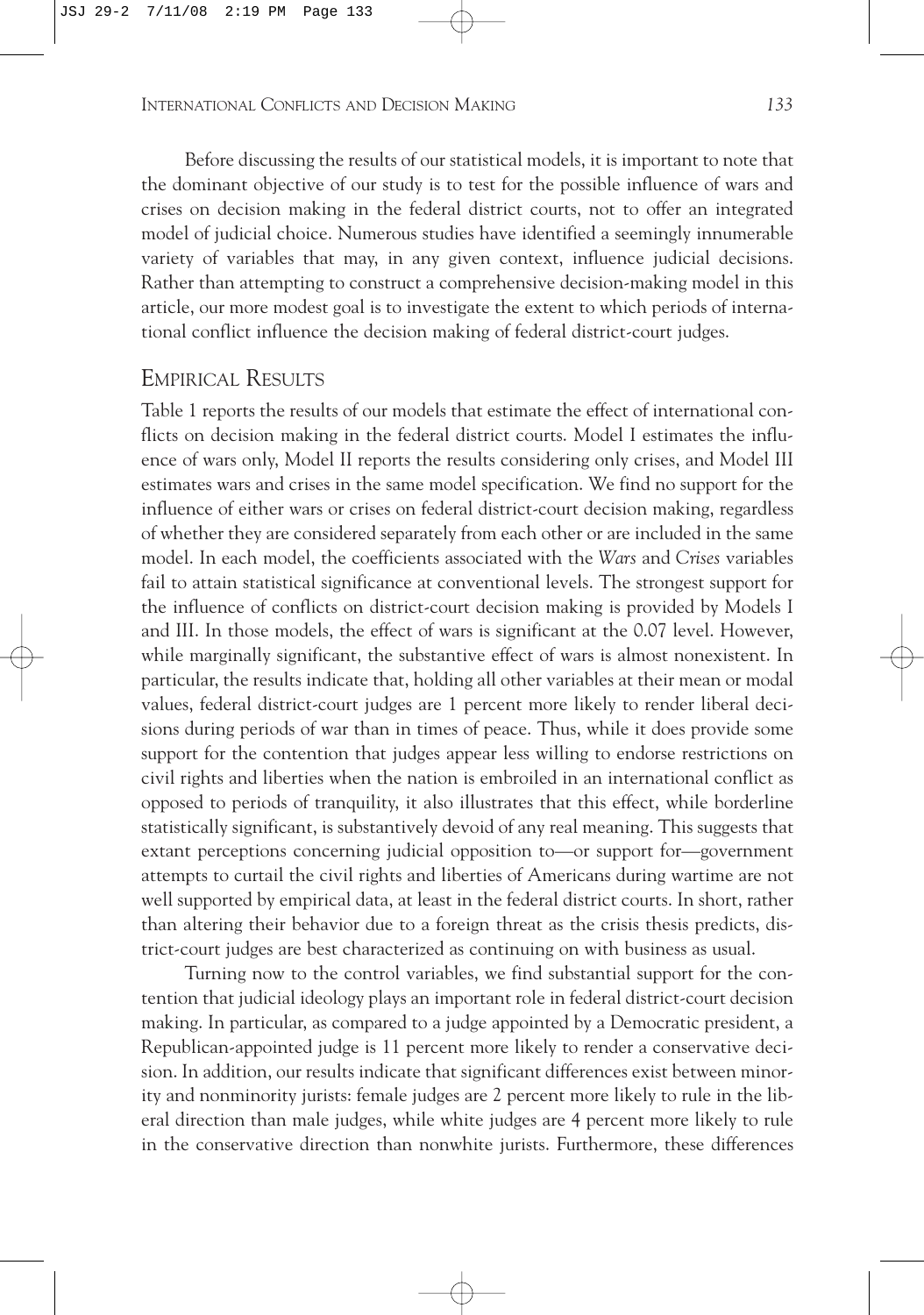Before discussing the results of our statistical models, it is important to note that the dominant objective of our study is to test for the possible influence of wars and crises on decision making in the federal district courts, not to offer an integrated model of judicial choice. Numerous studies have identified a seemingly innumerable variety of variables that may, in any given context, influence judicial decisions. Rather than attempting to construct a comprehensive decision-making model in this article, our more modest goal is to investigate the extent to which periods of international conflict influence the decision making of federal district-court judges.

## EMPIRICAL RESULTS

Table 1 reports the results of our models that estimate the effect of international conflicts on decision making in the federal district courts. Model I estimates the influence of wars only, Model II reports the results considering only crises, and Model III estimates wars and crises in the same model specification. We find no support for the influence of either wars or crises on federal district-court decision making, regardless of whether they are considered separately from each other or are included in the same model. In each model, the coefficients associated with the *Wars* and *Crises* variables fail to attain statistical significance at conventional levels. The strongest support for the influence of conflicts on district-court decision making is provided by Models I and III. In those models, the effect of wars is significant at the 0.07 level. However, while marginally significant, the substantive effect of wars is almost nonexistent. In particular, the results indicate that, holding all other variables at their mean or modal values, federal district-court judges are 1 percent more likely to render liberal decisions during periods of war than in times of peace. Thus, while it does provide some support for the contention that judges appear less willing to endorse restrictions on civil rights and liberties when the nation is embroiled in an international conflict as opposed to periods of tranquility, it also illustrates that this effect, while borderline statistically significant, is substantively devoid of any real meaning. This suggests that extant perceptions concerning judicial opposition to—or support for—government attempts to curtail the civil rights and liberties of Americans during wartime are not well supported by empirical data, at least in the federal district courts. In short, rather than altering their behavior due to a foreign threat as the crisis thesis predicts, district-court judges are best characterized as continuing on with business as usual.

Turning now to the control variables, we find substantial support for the contention that judicial ideology plays an important role in federal district-court decision making. In particular, as compared to a judge appointed by a Democratic president, a Republican-appointed judge is 11 percent more likely to render a conservative decision. In addition, our results indicate that significant differences exist between minority and nonminority jurists: female judges are 2 percent more likely to rule in the liberal direction than male judges, while white judges are 4 percent more likely to rule in the conservative direction than nonwhite jurists. Furthermore, these differences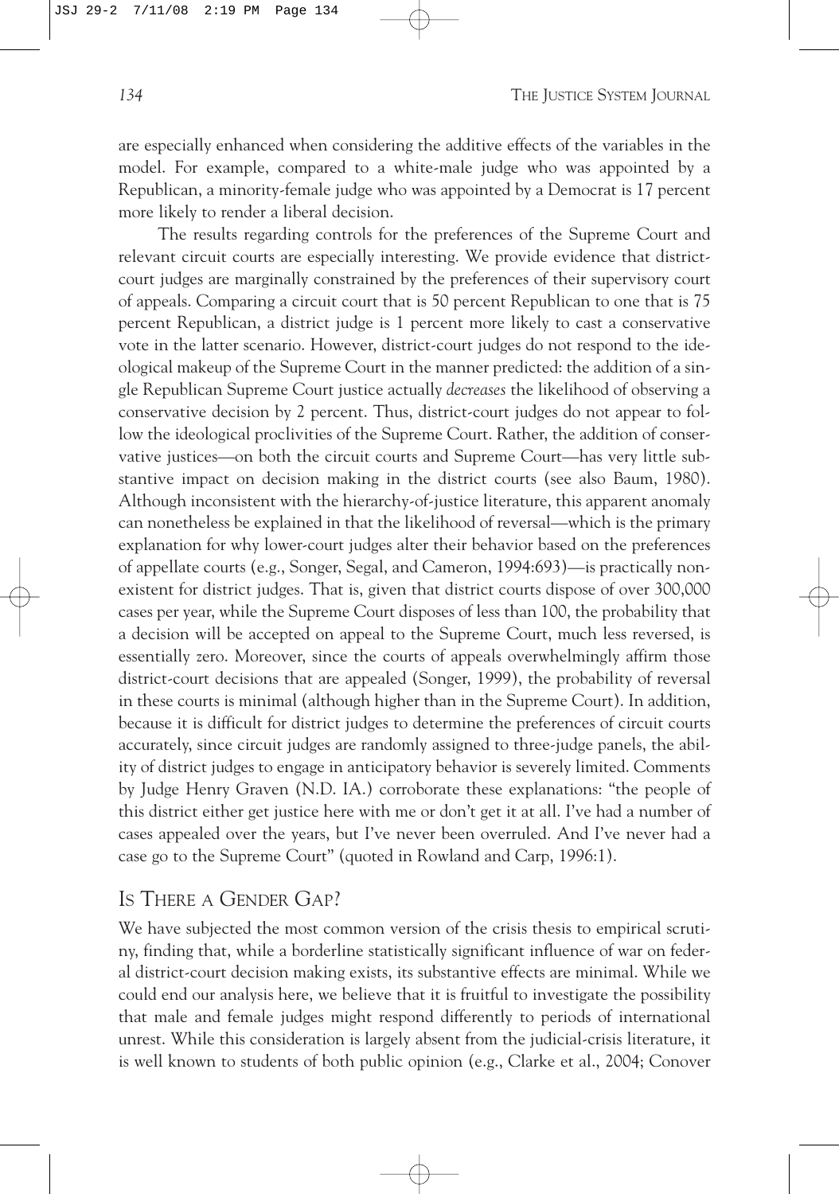are especially enhanced when considering the additive effects of the variables in the model. For example, compared to a white-male judge who was appointed by a Republican, a minority-female judge who was appointed by a Democrat is 17 percent more likely to render a liberal decision.

The results regarding controls for the preferences of the Supreme Court and relevant circuit courts are especially interesting. We provide evidence that district-court judges are marginally constrained by the preferences of their supervisory court of appeals. Comparing a circuit court that is 50 percent Republican to one that is 75 percent Republican, a district judge is 1 percent more likely to cast a conservative vote in the latter scenario. However, district-court judges do not respond to the ideological makeup of the Supreme Court in the manner predicted: the addition of a single Republican Supreme Court justice actually *decreases* the likelihood of observing a conservative decision by 2 percent. Thus, district-court judges do not appear to follow the ideological proclivities of the Supreme Court. Rather, the addition of conservative justices—on both the circuit courts and Supreme Court—has very little substantive impact on decision making in the district courts (see also Baum, 1980). Although inconsistent with the hierarchy-of-justice literature, this apparent anomaly can nonetheless be explained in that the likelihood of reversal—which is the primary explanation for why lower-court judges alter their behavior based on the preferences of appellate courts (e.g., Songer, Segal, and Cameron, 1994:693)—is practically nonexistent for district judges. That is, given that district courts dispose of over 300,000 cases per year, while the Supreme Court disposes of less than 100, the probability that a decision will be accepted on appeal to the Supreme Court, much less reversed, is essentially zero. Moreover, since the courts of appeals overwhelmingly affirm those district-court decisions that are appealed (Songer, 1999), the probability of reversal in these courts is minimal (although higher than in the Supreme Court). In addition, because it is difficult for district judges to determine the preferences of circuit courts accurately, since circuit judges are randomly assigned to three-judge panels, the ability of district judges to engage in anticipatory behavior is severely limited. Comments by Judge Henry Graven (N.D. IA.) corroborate these explanations: "the people of this district either get justice here with me or don't get it at all. I've had a number of cases appealed over the years, but I've never been overruled. And I've never had a case go to the Supreme Court" (quoted in Rowland and Carp, 1996:1).

## Is There a Gender Gap?

We have subjected the most common version of the crisis thesis to empirical scrutiny, finding that, while a borderline statistically significant influence of war on federal district-court decision making exists, its substantive effects are minimal. While we could end our analysis here, we believe that it is fruitful to investigate the possibility that male and female judges might respond differently to periods of international unrest. While this consideration is largely absent from the judicial-crisis literature, it is well known to students of both public opinion (e.g., Clarke et al., 2004; Conover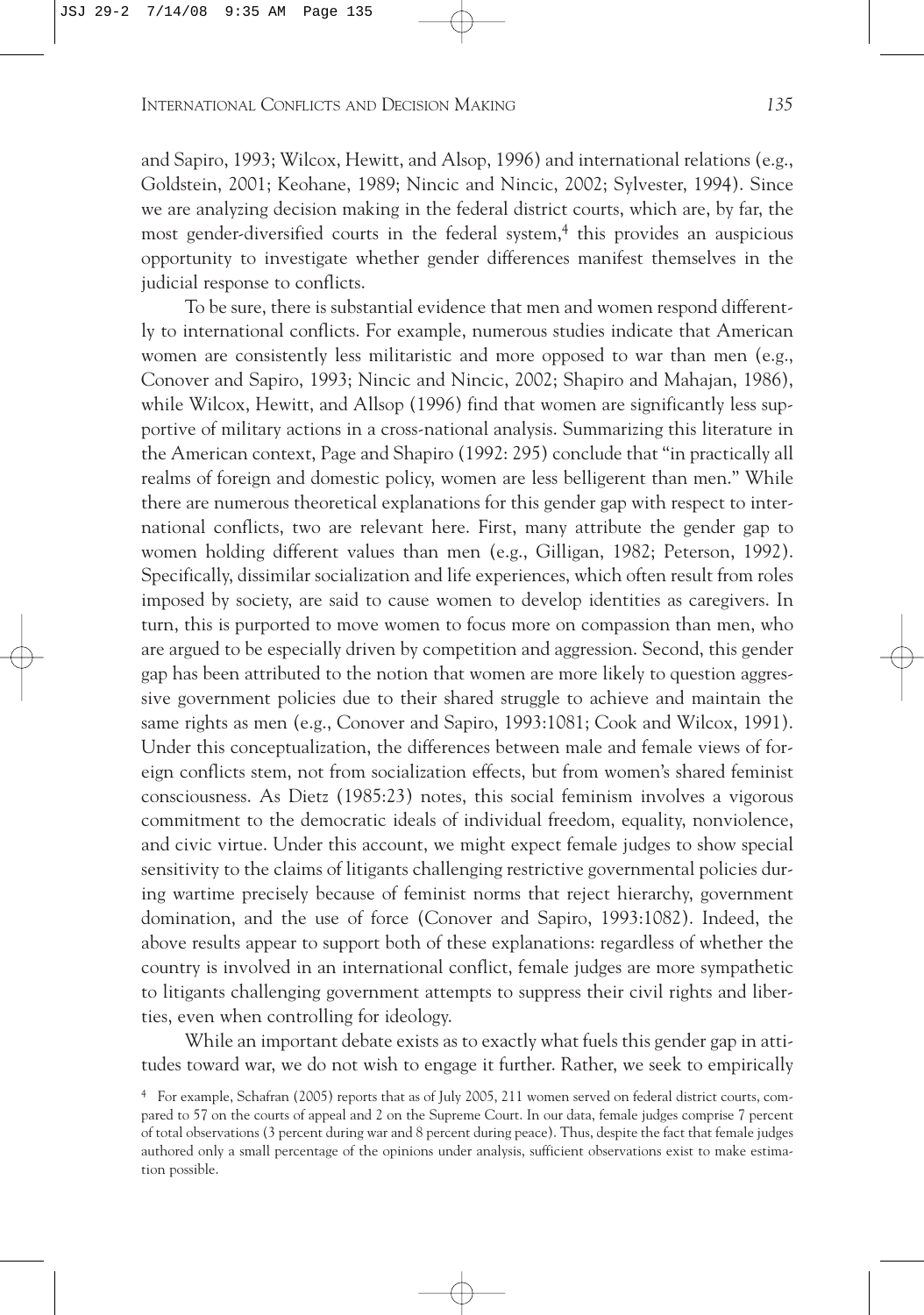and Sapiro, 1993; Wilcox, Hewitt, and Alsop, 1996) and international relations (e.g., Goldstein, 2001; Keohane, 1989; Nincic and Nincic, 2002; Sylvester, 1994). Since we are analyzing decision making in the federal district courts, which are, by far, the most gender-diversified courts in the federal system,[4] this provides an auspicious opportunity to investigate whether gender differences manifest themselves in the judicial response to conflicts.

To be sure, there is substantial evidence that men and women respond differently to international conflicts. For example, numerous studies indicate that American women are consistently less militaristic and more opposed to war than men (e.g., Conover and Sapiro, 1993; Nincic and Nincic, 2002; Shapiro and Mahajan, 1986), while Wilcox, Hewitt, and Allsop (1996) find that women are significantly less supportive of military actions in a cross-national analysis. Summarizing this literature in the American context, Page and Shapiro (1992: 295) conclude that "in practically all realms of foreign and domestic policy, women are less belligerent than men." While there are numerous theoretical explanations for this gender gap with respect to international conflicts, two are relevant here. First, many attribute the gender gap to women holding different values than men (e.g., Gilligan, 1982; Peterson, 1992). Specifically, dissimilar socialization and life experiences, which often result from roles imposed by society, are said to cause women to develop identities as caregivers. In turn, this is purported to move women to focus more on compassion than men, who are argued to be especially driven by competition and aggression. Second, this gender gap has been attributed to the notion that women are more likely to question aggressive government policies due to their shared struggle to achieve and maintain the same rights as men (e.g., Conover and Sapiro, 1993:1081; Cook and Wilcox, 1991). Under this conceptualization, the differences between male and female views of foreign conflicts stem, not from socialization effects, but from women's shared feminist consciousness. As Dietz (1985:23) notes, this social feminism involves a vigorous commitment to the democratic ideals of individual freedom, equality, nonviolence, and civic virtue. Under this account, we might expect female judges to show special sensitivity to the claims of litigants challenging restrictive governmental policies during wartime precisely because of feminist norms that reject hierarchy, government domination, and the use of force (Conover and Sapiro, 1993:1082). Indeed, the above results appear to support both of these explanations: regardless of whether the country is involved in an international conflict, female judges are more sympathetic to litigants challenging government attempts to suppress their civil rights and liberties, even when controlling for ideology.

While an important debate exists as to exactly what fuels this gender gap in attitudes toward war, we do not wish to engage it further. Rather, we seek to empirically

[4] For example, Schafran (2005) reports that as of July 2005, 211 women served on federal district courts, compared to 57 on the courts of appeal and 2 on the Supreme Court. In our data, female judges comprise 7 percent of total observations (3 percent during war and 8 percent during peace). Thus, despite the fact that female judges authored only a small percentage of the opinions under analysis, sufficient observations exist to make estimation possible.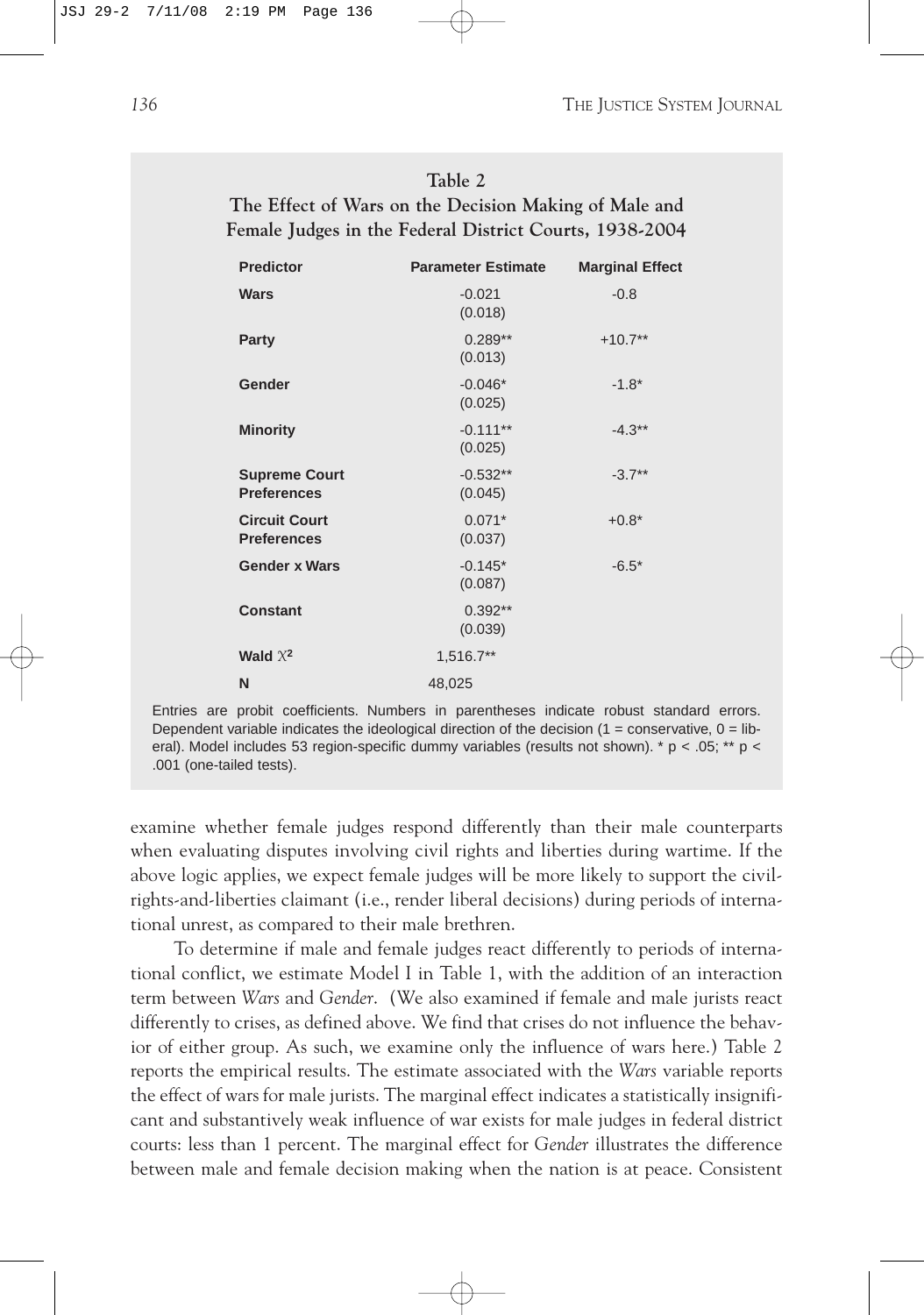**Table 2**
**The Effect of Wars on the Decision Making of Male and Female Judges in the Federal District Courts, 1938-2004**

| Predictor | Parameter Estimate | Marginal Effect |
|---|---|---|
| **Wars** | -0.021 (0.018) | -0.8 |
| **Party** | 0.289** (0.013) | +10.7** |
| **Gender** | -0.046* (0.025) | -1.8* |
| **Minority** | -0.111** (0.025) | -4.3** |
| **Supreme Court Preferences** | -0.532** (0.045) | -3.7** |
| **Circuit Court Preferences** | 0.071* (0.037) | +0.8* |
| **Gender x Wars** | -0.145* (0.087) | -6.5* |
| **Constant** | 0.392** (0.039) | |
| **Wald $\chi^2$** | 1,516.7** | |
| **N** | 48,025 | |

Entries are probit coefficients. Numbers in parentheses indicate robust standard errors. Dependent variable indicates the ideological direction of the decision (1 = conservative, 0 = liberal). Model includes 53 region-specific dummy variables (results not shown). * $p < .05$; ** $p < .001$ (one-tailed tests).

examine whether female judges respond differently than their male counterparts when evaluating disputes involving civil rights and liberties during wartime. If the above logic applies, we expect female judges will be more likely to support the civil-rights-and-liberties claimant (i.e., render liberal decisions) during periods of international unrest, as compared to their male brethren.

To determine if male and female judges react differently to periods of international conflict, we estimate Model I in Table 1, with the addition of an interaction term between *Wars* and *Gender*. (We also examined if female and male jurists react differently to crises, as defined above. We find that crises do not influence the behavior of either group. As such, we examine only the influence of wars here.) Table 2 reports the empirical results. The estimate associated with the *Wars* variable reports the effect of wars for male jurists. The marginal effect indicates a statistically insignificant and substantively weak influence of war exists for male judges in federal district courts: less than 1 percent. The marginal effect for *Gender* illustrates the difference between male and female decision making when the nation is at peace. Consistent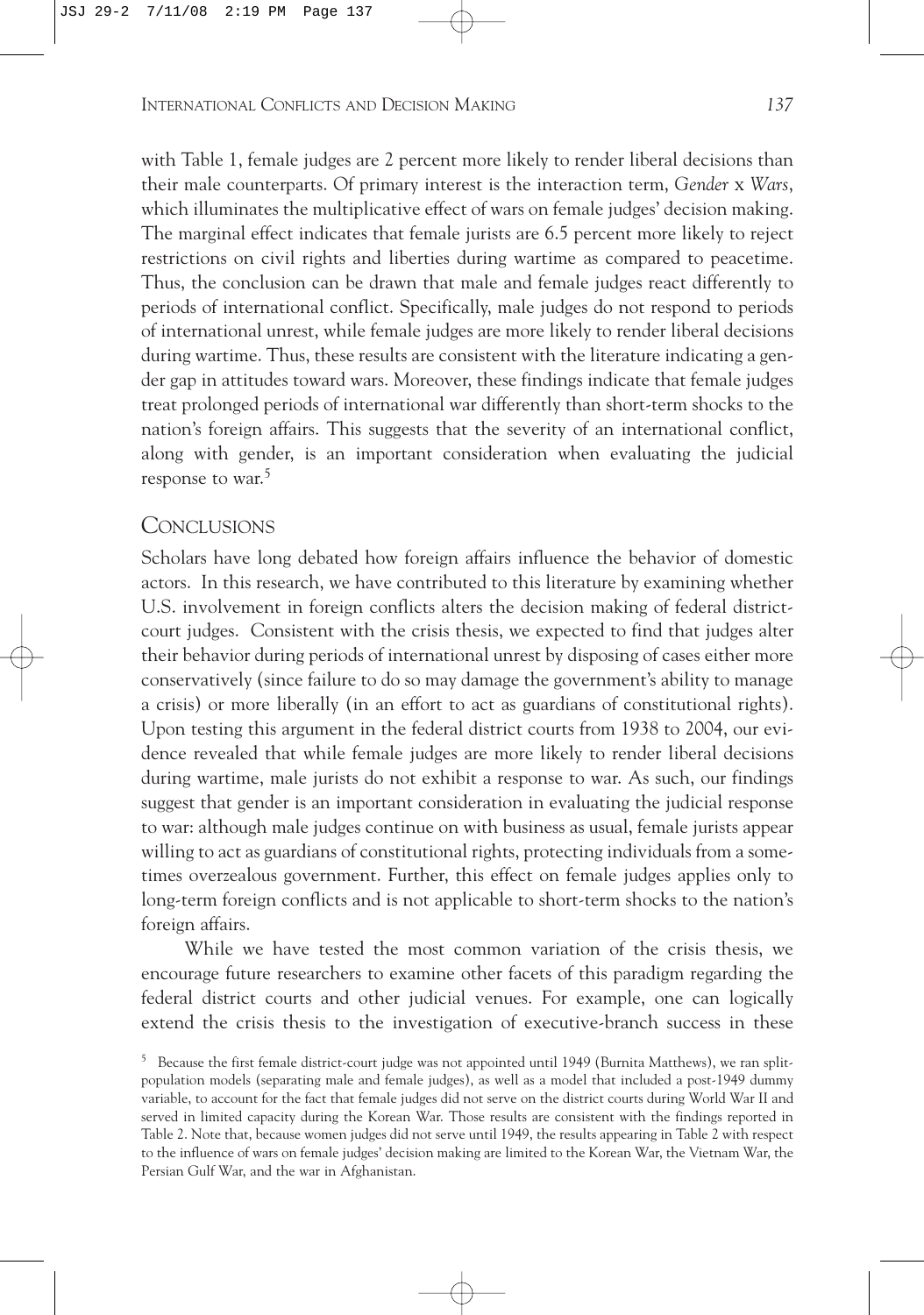with Table 1, female judges are 2 percent more likely to render liberal decisions than their male counterparts. Of primary interest is the interaction term, *Gender* x *Wars*, which illuminates the multiplicative effect of wars on female judges' decision making. The marginal effect indicates that female jurists are 6.5 percent more likely to reject restrictions on civil rights and liberties during wartime as compared to peacetime. Thus, the conclusion can be drawn that male and female judges react differently to periods of international conflict. Specifically, male judges do not respond to periods of international unrest, while female judges are more likely to render liberal decisions during wartime. Thus, these results are consistent with the literature indicating a gender gap in attitudes toward wars. Moreover, these findings indicate that female judges treat prolonged periods of international war differently than short-term shocks to the nation's foreign affairs. This suggests that the severity of an international conflict, along with gender, is an important consideration when evaluating the judicial response to war.[5]

## CONCLUSIONS

Scholars have long debated how foreign affairs influence the behavior of domestic actors. In this research, we have contributed to this literature by examining whether U.S. involvement in foreign conflicts alters the decision making of federal district-court judges. Consistent with the crisis thesis, we expected to find that judges alter their behavior during periods of international unrest by disposing of cases either more conservatively (since failure to do so may damage the government's ability to manage a crisis) or more liberally (in an effort to act as guardians of constitutional rights). Upon testing this argument in the federal district courts from 1938 to 2004, our evidence revealed that while female judges are more likely to render liberal decisions during wartime, male jurists do not exhibit a response to war. As such, our findings suggest that gender is an important consideration in evaluating the judicial response to war: although male judges continue on with business as usual, female jurists appear willing to act as guardians of constitutional rights, protecting individuals from a sometimes overzealous government. Further, this effect on female judges applies only to long-term foreign conflicts and is not applicable to short-term shocks to the nation's foreign affairs.

While we have tested the most common variation of the crisis thesis, we encourage future researchers to examine other facets of this paradigm regarding the federal district courts and other judicial venues. For example, one can logically extend the crisis thesis to the investigation of executive-branch success in these

[5] Because the first female district-court judge was not appointed until 1949 (Burnita Matthews), we ran split-population models (separating male and female judges), as well as a model that included a post-1949 dummy variable, to account for the fact that female judges did not serve on the district courts during World War II and served in limited capacity during the Korean War. Those results are consistent with the findings reported in Table 2. Note that, because women judges did not serve until 1949, the results appearing in Table 2 with respect to the influence of wars on female judges' decision making are limited to the Korean War, the Vietnam War, the Persian Gulf War, and the war in Afghanistan.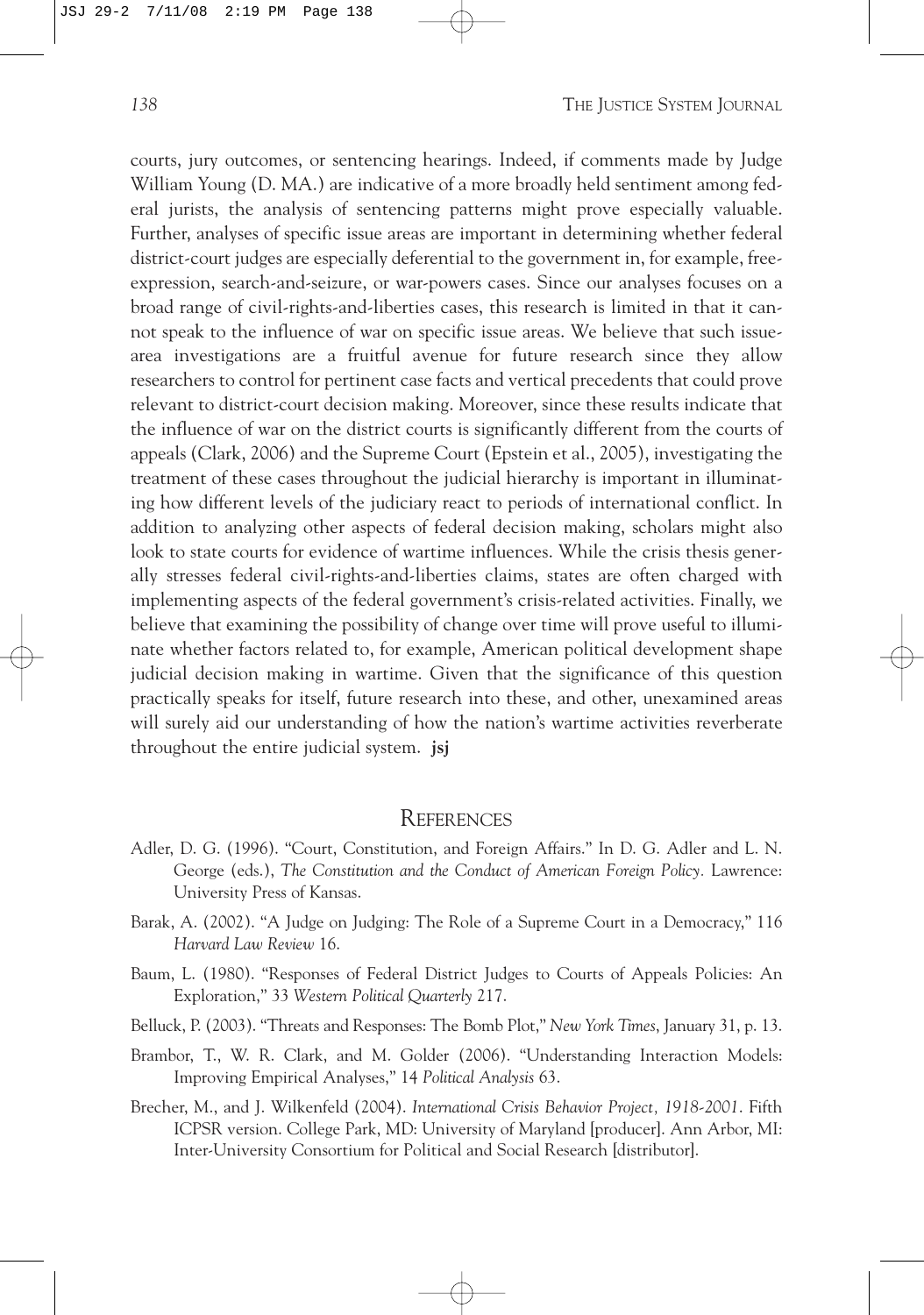courts, jury outcomes, or sentencing hearings. Indeed, if comments made by Judge William Young (D. MA.) are indicative of a more broadly held sentiment among federal jurists, the analysis of sentencing patterns might prove especially valuable. Further, analyses of specific issue areas are important in determining whether federal district-court judges are especially deferential to the government in, for example, free-expression, search-and-seizure, or war-powers cases. Since our analyses focuses on a broad range of civil-rights-and-liberties cases, this research is limited in that it cannot speak to the influence of war on specific issue areas. We believe that such issue-area investigations are a fruitful avenue for future research since they allow researchers to control for pertinent case facts and vertical precedents that could prove relevant to district-court decision making. Moreover, since these results indicate that the influence of war on the district courts is significantly different from the courts of appeals (Clark, 2006) and the Supreme Court (Epstein et al., 2005), investigating the treatment of these cases throughout the judicial hierarchy is important in illuminating how different levels of the judiciary react to periods of international conflict. In addition to analyzing other aspects of federal decision making, scholars might also look to state courts for evidence of wartime influences. While the crisis thesis generally stresses federal civil-rights-and-liberties claims, states are often charged with implementing aspects of the federal government's crisis-related activities. Finally, we believe that examining the possibility of change over time will prove useful to illuminate whether factors related to, for example, American political development shape judicial decision making in wartime. Given that the significance of this question practically speaks for itself, future research into these, and other, unexamined areas will surely aid our understanding of how the nation's wartime activities reverberate throughout the entire judicial system. **jsj**

## REFERENCES

Adler, D. G. (1996). "Court, Constitution, and Foreign Affairs." In D. G. Adler and L. N. George (eds.), *The Constitution and the Conduct of American Foreign Policy.* Lawrence: University Press of Kansas.

Barak, A. (2002). "A Judge on Judging: The Role of a Supreme Court in a Democracy," 116 *Harvard Law Review* 16.

Baum, L. (1980). "Responses of Federal District Judges to Courts of Appeals Policies: An Exploration," 33 *Western Political Quarterly* 217.

Belluck, P. (2003). "Threats and Responses: The Bomb Plot," *New York Times*, January 31, p. 13.

Brambor, T., W. R. Clark, and M. Golder (2006). "Understanding Interaction Models: Improving Empirical Analyses," 14 *Political Analysis* 63.

Brecher, M., and J. Wilkenfeld (2004). *International Crisis Behavior Project, 1918-2001.* Fifth ICPSR version. College Park, MD: University of Maryland [producer]. Ann Arbor, MI: Inter-University Consortium for Political and Social Research [distributor].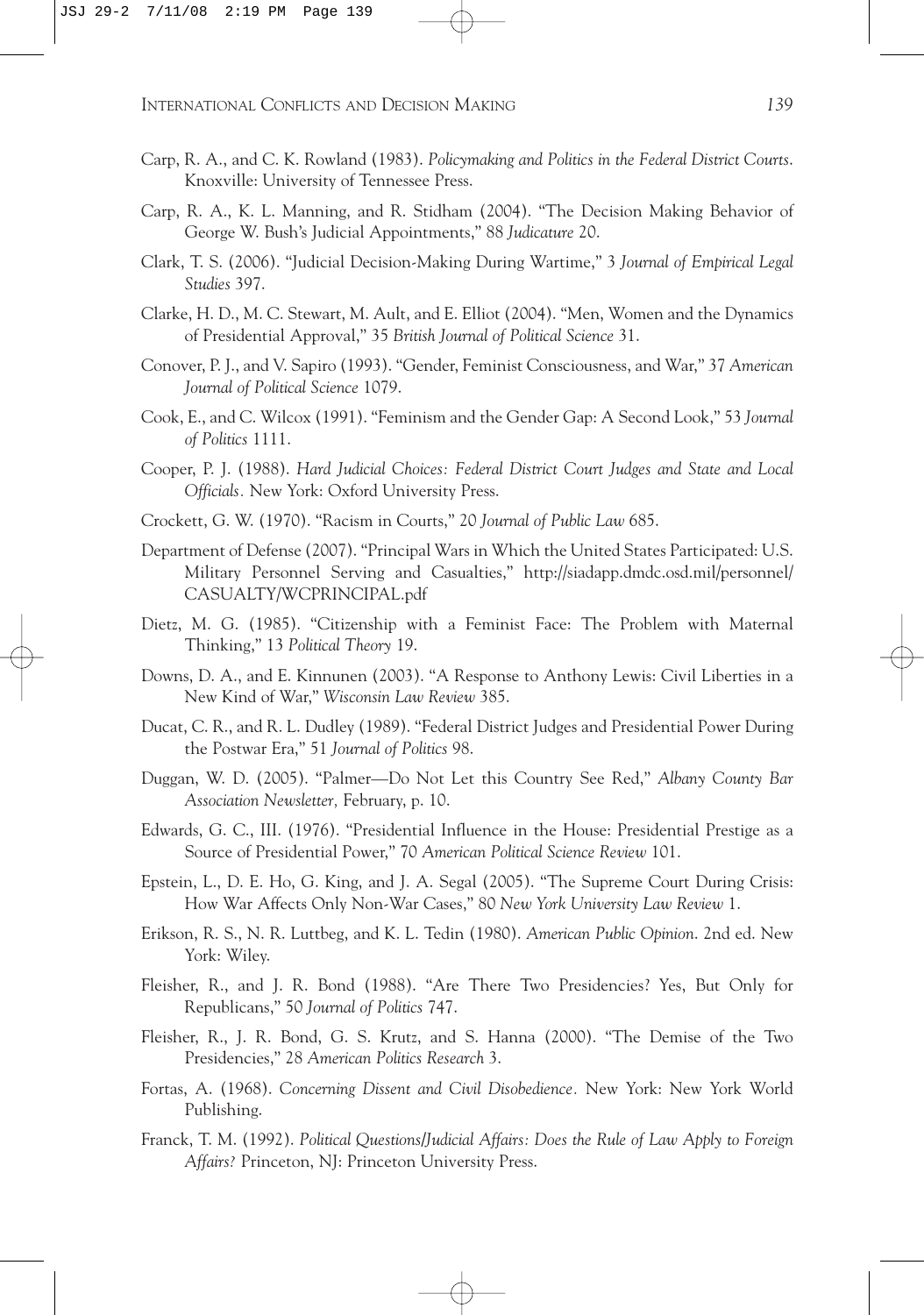Carp, R. A., and C. K. Rowland (1983). *Policymaking and Politics in the Federal District Courts.* Knoxville: University of Tennessee Press.

Carp, R. A., K. L. Manning, and R. Stidham (2004). "The Decision Making Behavior of George W. Bush's Judicial Appointments," 88 *Judicature* 20.

Clark, T. S. (2006). "Judicial Decision-Making During Wartime," 3 *Journal of Empirical Legal Studies* 397.

Clarke, H. D., M. C. Stewart, M. Ault, and E. Elliot (2004). "Men, Women and the Dynamics of Presidential Approval," 35 *British Journal of Political Science* 31.

Conover, P. J., and V. Sapiro (1993). "Gender, Feminist Consciousness, and War," 37 *American Journal of Political Science* 1079.

Cook, E., and C. Wilcox (1991). "Feminism and the Gender Gap: A Second Look," 53 *Journal of Politics* 1111.

Cooper, P. J. (1988). *Hard Judicial Choices: Federal District Court Judges and State and Local Officials.* New York: Oxford University Press.

Crockett, G. W. (1970). "Racism in Courts," 20 *Journal of Public Law* 685.

Department of Defense (2007). "Principal Wars in Which the United States Participated: U.S. Military Personnel Serving and Casualties," http://siadapp.dmdc.osd.mil/personnel/CASUALTY/WCPRINCIPAL.pdf

Dietz, M. G. (1985). "Citizenship with a Feminist Face: The Problem with Maternal Thinking," 13 *Political Theory* 19.

Downs, D. A., and E. Kinnunen (2003). "A Response to Anthony Lewis: Civil Liberties in a New Kind of War," *Wisconsin Law Review* 385.

Ducat, C. R., and R. L. Dudley (1989). "Federal District Judges and Presidential Power During the Postwar Era," 51 *Journal of Politics* 98.

Duggan, W. D. (2005). "Palmer—Do Not Let this Country See Red," *Albany County Bar Association Newsletter,* February, p. 10.

Edwards, G. C., III. (1976). "Presidential Influence in the House: Presidential Prestige as a Source of Presidential Power," 70 *American Political Science Review* 101.

Epstein, L., D. E. Ho, G. King, and J. A. Segal (2005). "The Supreme Court During Crisis: How War Affects Only Non-War Cases," 80 *New York University Law Review* 1.

Erikson, R. S., N. R. Luttbeg, and K. L. Tedin (1980). *American Public Opinion.* 2nd ed. New York: Wiley.

Fleisher, R., and J. R. Bond (1988). "Are There Two Presidencies? Yes, But Only for Republicans," 50 *Journal of Politics* 747.

Fleisher, R., J. R. Bond, G. S. Krutz, and S. Hanna (2000). "The Demise of the Two Presidencies," 28 *American Politics Research* 3.

Fortas, A. (1968). *Concerning Dissent and Civil Disobedience.* New York: New York World Publishing.

Franck, T. M. (1992). *Political Questions/Judicial Affairs: Does the Rule of Law Apply to Foreign Affairs?* Princeton, NJ: Princeton University Press.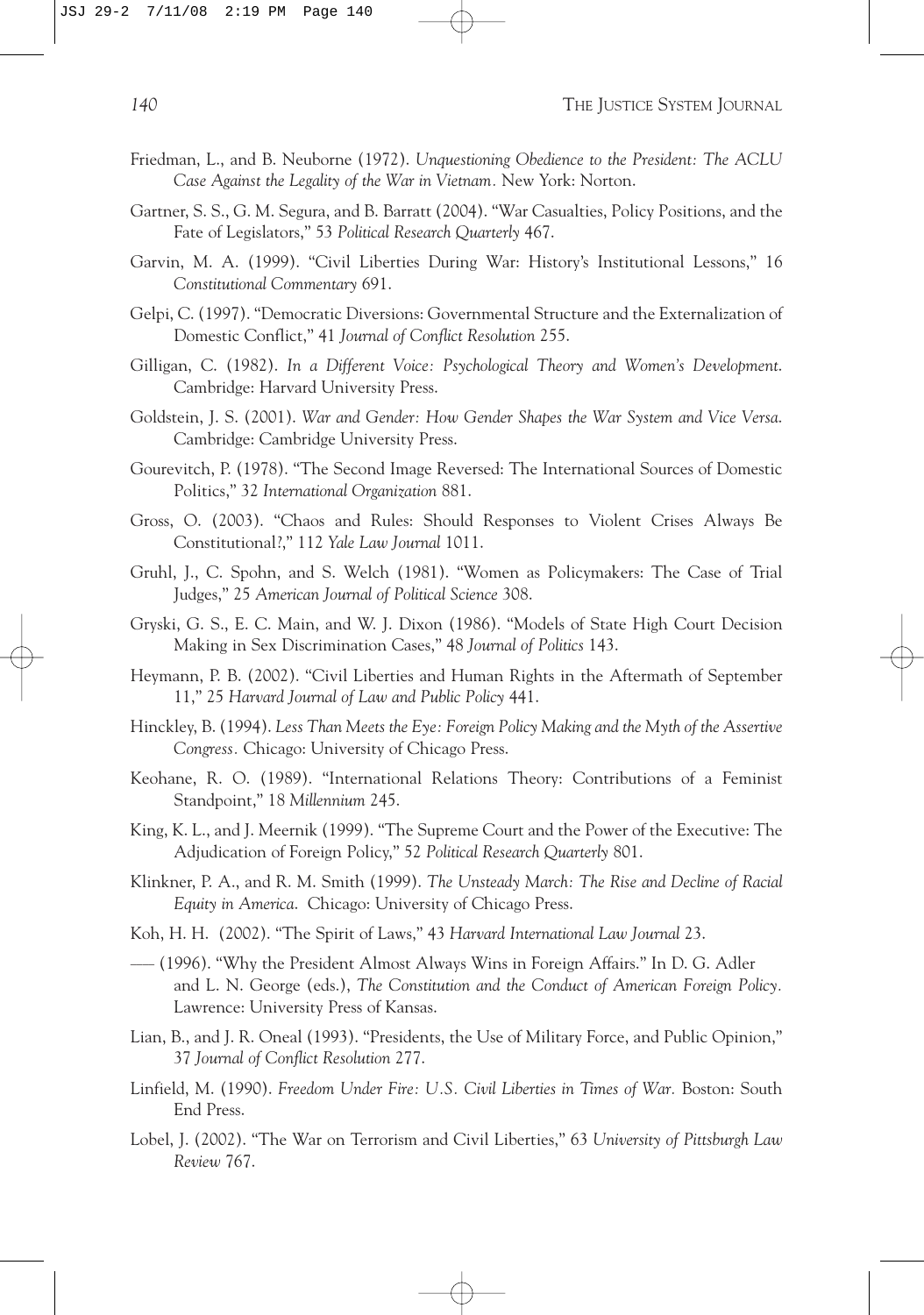Friedman, L., and B. Neuborne (1972). *Unquestioning Obedience to the President: The ACLU Case Against the Legality of the War in Vietnam.* New York: Norton.

Gartner, S. S., G. M. Segura, and B. Barratt (2004). "War Casualties, Policy Positions, and the Fate of Legislators," 53 *Political Research Quarterly* 467.

Garvin, M. A. (1999). "Civil Liberties During War: History's Institutional Lessons," 16 *Constitutional Commentary* 691.

Gelpi, C. (1997). "Democratic Diversions: Governmental Structure and the Externalization of Domestic Conflict," 41 *Journal of Conflict Resolution* 255.

Gilligan, C. (1982). *In a Different Voice: Psychological Theory and Women's Development.* Cambridge: Harvard University Press.

Goldstein, J. S. (2001). *War and Gender: How Gender Shapes the War System and Vice Versa.* Cambridge: Cambridge University Press.

Gourevitch, P. (1978). "The Second Image Reversed: The International Sources of Domestic Politics," 32 *International Organization* 881.

Gross, O. (2003). "Chaos and Rules: Should Responses to Violent Crises Always Be Constitutional?," 112 *Yale Law Journal* 1011.

Gruhl, J., C. Spohn, and S. Welch (1981). "Women as Policymakers: The Case of Trial Judges," 25 *American Journal of Political Science* 308.

Gryski, G. S., E. C. Main, and W. J. Dixon (1986). "Models of State High Court Decision Making in Sex Discrimination Cases," 48 *Journal of Politics* 143.

Heymann, P. B. (2002). "Civil Liberties and Human Rights in the Aftermath of September 11," 25 *Harvard Journal of Law and Public Policy* 441.

Hinckley, B. (1994). *Less Than Meets the Eye: Foreign Policy Making and the Myth of the Assertive Congress.* Chicago: University of Chicago Press.

Keohane, R. O. (1989). "International Relations Theory: Contributions of a Feminist Standpoint," 18 *Millennium* 245.

King, K. L., and J. Meernik (1999). "The Supreme Court and the Power of the Executive: The Adjudication of Foreign Policy," 52 *Political Research Quarterly* 801.

Klinkner, P. A., and R. M. Smith (1999). *The Unsteady March: The Rise and Decline of Racial Equity in America.* Chicago: University of Chicago Press.

Koh, H. H. (2002). "The Spirit of Laws," 43 *Harvard International Law Journal* 23.

—— (1996). "Why the President Almost Always Wins in Foreign Affairs." In D. G. Adler and L. N. George (eds.), *The Constitution and the Conduct of American Foreign Policy.* Lawrence: University Press of Kansas.

Lian, B., and J. R. Oneal (1993). "Presidents, the Use of Military Force, and Public Opinion," 37 *Journal of Conflict Resolution* 277.

Linfield, M. (1990). *Freedom Under Fire: U.S. Civil Liberties in Times of War.* Boston: South End Press.

Lobel, J. (2002). "The War on Terrorism and Civil Liberties," 63 *University of Pittsburgh Law Review* 767.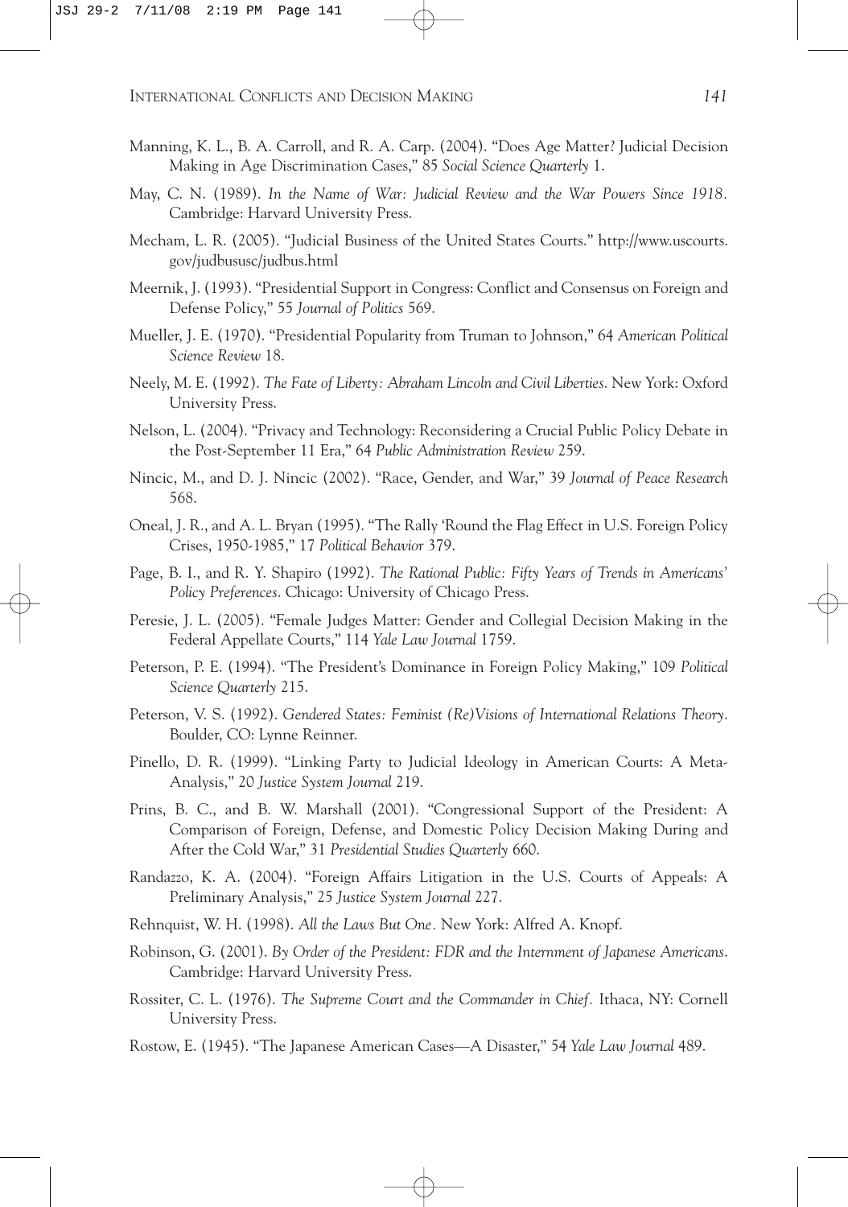Manning, K. L., B. A. Carroll, and R. A. Carp. (2004). "Does Age Matter? Judicial Decision Making in Age Discrimination Cases," 85 *Social Science Quarterly* 1.

May, C. N. (1989). *In the Name of War: Judicial Review and the War Powers Since 1918.* Cambridge: Harvard University Press.

Mecham, L. R. (2005). "Judicial Business of the United States Courts." http://www.uscourts.gov/judbususc/judbus.html

Meernik, J. (1993). "Presidential Support in Congress: Conflict and Consensus on Foreign and Defense Policy," 55 *Journal of Politics* 569.

Mueller, J. E. (1970). "Presidential Popularity from Truman to Johnson," 64 *American Political Science Review* 18.

Neely, M. E. (1992). *The Fate of Liberty: Abraham Lincoln and Civil Liberties*. New York: Oxford University Press.

Nelson, L. (2004). "Privacy and Technology: Reconsidering a Crucial Public Policy Debate in the Post-September 11 Era," 64 *Public Administration Review* 259.

Nincic, M., and D. J. Nincic (2002). "Race, Gender, and War," 39 *Journal of Peace Research* 568.

Oneal, J. R., and A. L. Bryan (1995). "The Rally 'Round the Flag Effect in U.S. Foreign Policy Crises, 1950-1985," 17 *Political Behavior* 379.

Page, B. I., and R. Y. Shapiro (1992). *The Rational Public: Fifty Years of Trends in Americans' Policy Preferences*. Chicago: University of Chicago Press.

Peresie, J. L. (2005). "Female Judges Matter: Gender and Collegial Decision Making in the Federal Appellate Courts," 114 *Yale Law Journal* 1759.

Peterson, P. E. (1994). "The President's Dominance in Foreign Policy Making," 109 *Political Science Quarterly* 215.

Peterson, V. S. (1992). *Gendered States: Feminist (Re)Visions of International Relations Theory*. Boulder, CO: Lynne Reinner.

Pinello, D. R. (1999). "Linking Party to Judicial Ideology in American Courts: A Meta-Analysis," 20 *Justice System Journal* 219.

Prins, B. C., and B. W. Marshall (2001). "Congressional Support of the President: A Comparison of Foreign, Defense, and Domestic Policy Decision Making During and After the Cold War," 31 *Presidential Studies Quarterly* 660.

Randazzo, K. A. (2004). "Foreign Affairs Litigation in the U.S. Courts of Appeals: A Preliminary Analysis," 25 *Justice System Journal* 227.

Rehnquist, W. H. (1998). *All the Laws But One*. New York: Alfred A. Knopf.

Robinson, G. (2001). *By Order of the President: FDR and the Internment of Japanese Americans*. Cambridge: Harvard University Press.

Rossiter, C. L. (1976). *The Supreme Court and the Commander in Chief.* Ithaca, NY: Cornell University Press.

Rostow, E. (1945). "The Japanese American Cases—A Disaster," 54 *Yale Law Journal* 489.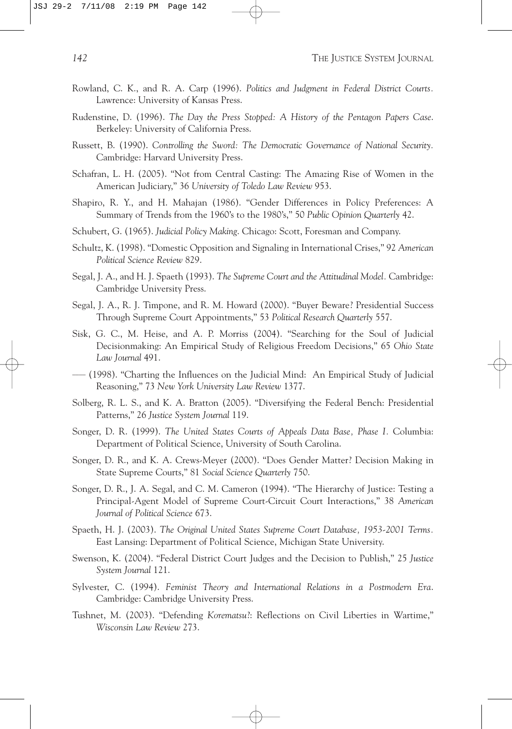Rowland, C. K., and R. A. Carp (1996). *Politics and Judgment in Federal District Courts.* Lawrence: University of Kansas Press.

Rudenstine, D. (1996). *The Day the Press Stopped: A History of the Pentagon Papers Case.* Berkeley: University of California Press.

Russett, B. (1990). *Controlling the Sword: The Democratic Governance of National Security.* Cambridge: Harvard University Press.

Schafran, L. H. (2005). "Not from Central Casting: The Amazing Rise of Women in the American Judiciary," 36 *University of Toledo Law Review* 953.

Shapiro, R. Y., and H. Mahajan (1986). "Gender Differences in Policy Preferences: A Summary of Trends from the 1960's to the 1980's," 50 *Public Opinion Quarterly* 42.

Schubert, G. (1965). *Judicial Policy Making.* Chicago: Scott, Foresman and Company.

Schultz, K. (1998). "Domestic Opposition and Signaling in International Crises," 92 *American Political Science Review* 829.

Segal, J. A., and H. J. Spaeth (1993). *The Supreme Court and the Attitudinal Model.* Cambridge: Cambridge University Press.

Segal, J. A., R. J. Timpone, and R. M. Howard (2000). "Buyer Beware? Presidential Success Through Supreme Court Appointments," 53 *Political Research Quarterly* 557.

Sisk, G. C., M. Heise, and A. P. Morriss (2004). "Searching for the Soul of Judicial Decisionmaking: An Empirical Study of Religious Freedom Decisions," 65 *Ohio State Law Journal* 491.

—— (1998). "Charting the Influences on the Judicial Mind: An Empirical Study of Judicial Reasoning," 73 *New York University Law Review* 1377.

Solberg, R. L. S., and K. A. Bratton (2005). "Diversifying the Federal Bench: Presidential Patterns," 26 *Justice System Journal* 119.

Songer, D. R. (1999). *The United States Courts of Appeals Data Base, Phase I.* Columbia: Department of Political Science, University of South Carolina.

Songer, D. R., and K. A. Crews-Meyer (2000). "Does Gender Matter? Decision Making in State Supreme Courts," 81 *Social Science Quarterly* 750.

Songer, D. R., J. A. Segal, and C. M. Cameron (1994). "The Hierarchy of Justice: Testing a Principal-Agent Model of Supreme Court-Circuit Court Interactions," 38 *American Journal of Political Science* 673.

Spaeth, H. J. (2003). *The Original United States Supreme Court Database, 1953-2001 Terms.* East Lansing: Department of Political Science, Michigan State University.

Swenson, K. (2004). "Federal District Court Judges and the Decision to Publish," 25 *Justice System Journal* 121.

Sylvester, C. (1994). *Feminist Theory and International Relations in a Postmodern Era.* Cambridge: Cambridge University Press.

Tushnet, M. (2003). "Defending *Korematsu*?: Reflections on Civil Liberties in Wartime," *Wisconsin Law Review* 273.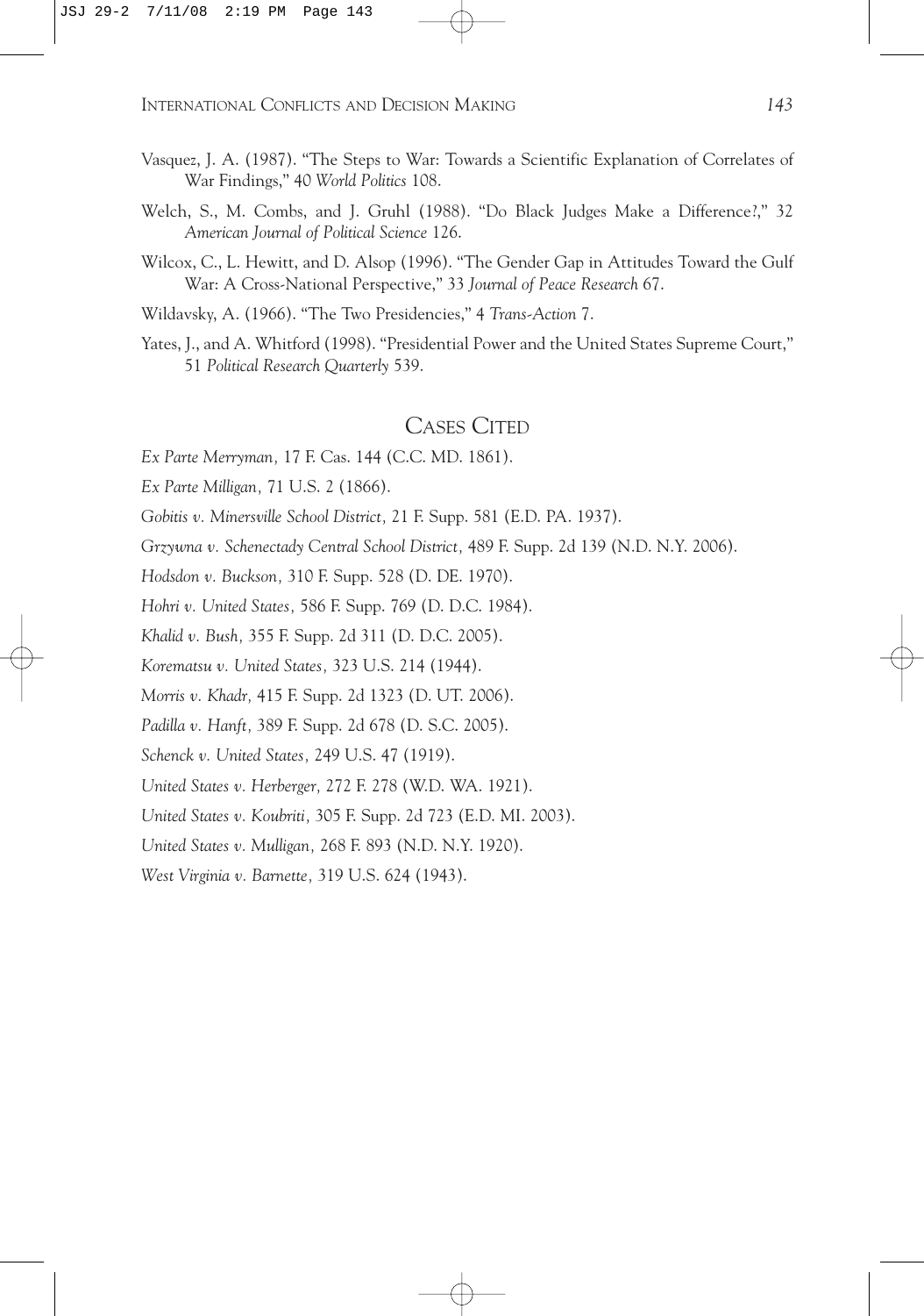Vasquez, J. A. (1987). "The Steps to War: Towards a Scientific Explanation of Correlates of War Findings," 40 *World Politics* 108.

Welch, S., M. Combs, and J. Gruhl (1988). "Do Black Judges Make a Difference?," 32 *American Journal of Political Science* 126.

Wilcox, C., L. Hewitt, and D. Alsop (1996). "The Gender Gap in Attitudes Toward the Gulf War: A Cross-National Perspective," 33 *Journal of Peace Research* 67.

Wildavsky, A. (1966). "The Two Presidencies," 4 *Trans-Action* 7.

Yates, J., and A. Whitford (1998). "Presidential Power and the United States Supreme Court," 51 *Political Research Quarterly* 539.

## CASES CITED

*Ex Parte Merryman,* 17 F. Cas. 144 (C.C. MD. 1861).

*Ex Parte Milligan,* 71 U.S. 2 (1866).

*Gobitis v. Minersville School District,* 21 F. Supp. 581 (E.D. PA. 1937).

*Grzywna v. Schenectady Central School District,* 489 F. Supp. 2d 139 (N.D. N.Y. 2006).

*Hodsdon v. Buckson,* 310 F. Supp. 528 (D. DE. 1970).

*Hohri v. United States,* 586 F. Supp. 769 (D. D.C. 1984).

*Khalid v. Bush,* 355 F. Supp. 2d 311 (D. D.C. 2005).

*Korematsu v. United States,* 323 U.S. 214 (1944).

*Morris v. Khadr,* 415 F. Supp. 2d 1323 (D. UT. 2006).

*Padilla v. Hanft,* 389 F. Supp. 2d 678 (D. S.C. 2005).

*Schenck v. United States,* 249 U.S. 47 (1919).

*United States v. Herberger,* 272 F. 278 (W.D. WA. 1921).

*United States v. Koubriti,* 305 F. Supp. 2d 723 (E.D. MI. 2003).

*United States v. Mulligan,* 268 F. 893 (N.D. N.Y. 1920).

*West Virginia v. Barnette,* 319 U.S. 624 (1943).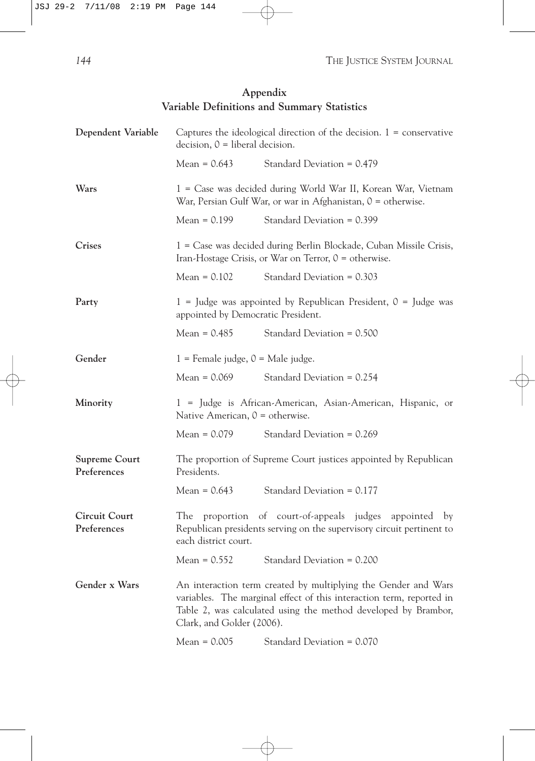## Appendix
## Variable Definitions and Summary Statistics

**Dependent Variable** Captures the ideological direction of the decision. 1 = conservative decision, 0 = liberal decision.

Mean = 0.643 Standard Deviation = 0.479

**Wars** 1 = Case was decided during World War II, Korean War, Vietnam War, Persian Gulf War, or war in Afghanistan, 0 = otherwise.

Mean = 0.199 Standard Deviation = 0.399

**Crises** 1 = Case was decided during Berlin Blockade, Cuban Missile Crisis, Iran-Hostage Crisis, or War on Terror, 0 = otherwise.

Mean = 0.102 Standard Deviation = 0.303

**Party** 1 = Judge was appointed by Republican President, 0 = Judge was appointed by Democratic President.

Mean = 0.485 Standard Deviation = 0.500

**Gender** 1 = Female judge, 0 = Male judge.

Mean = 0.069 Standard Deviation = 0.254

**Minority** 1 = Judge is African-American, Asian-American, Hispanic, or Native American, 0 = otherwise.

Mean = 0.079 Standard Deviation = 0.269

**Supreme Court Preferences** The proportion of Supreme Court justices appointed by Republican Presidents.

Mean = 0.643 Standard Deviation = 0.177

**Circuit Court Preferences** The proportion of court-of-appeals judges appointed by Republican presidents serving on the supervisory circuit pertinent to each district court.

Mean = 0.552 Standard Deviation = 0.200

**Gender x Wars** An interaction term created by multiplying the Gender and Wars variables. The marginal effect of this interaction term, reported in Table 2, was calculated using the method developed by Brambor, Clark, and Golder (2006).

Mean = 0.005 Standard Deviation = 0.070